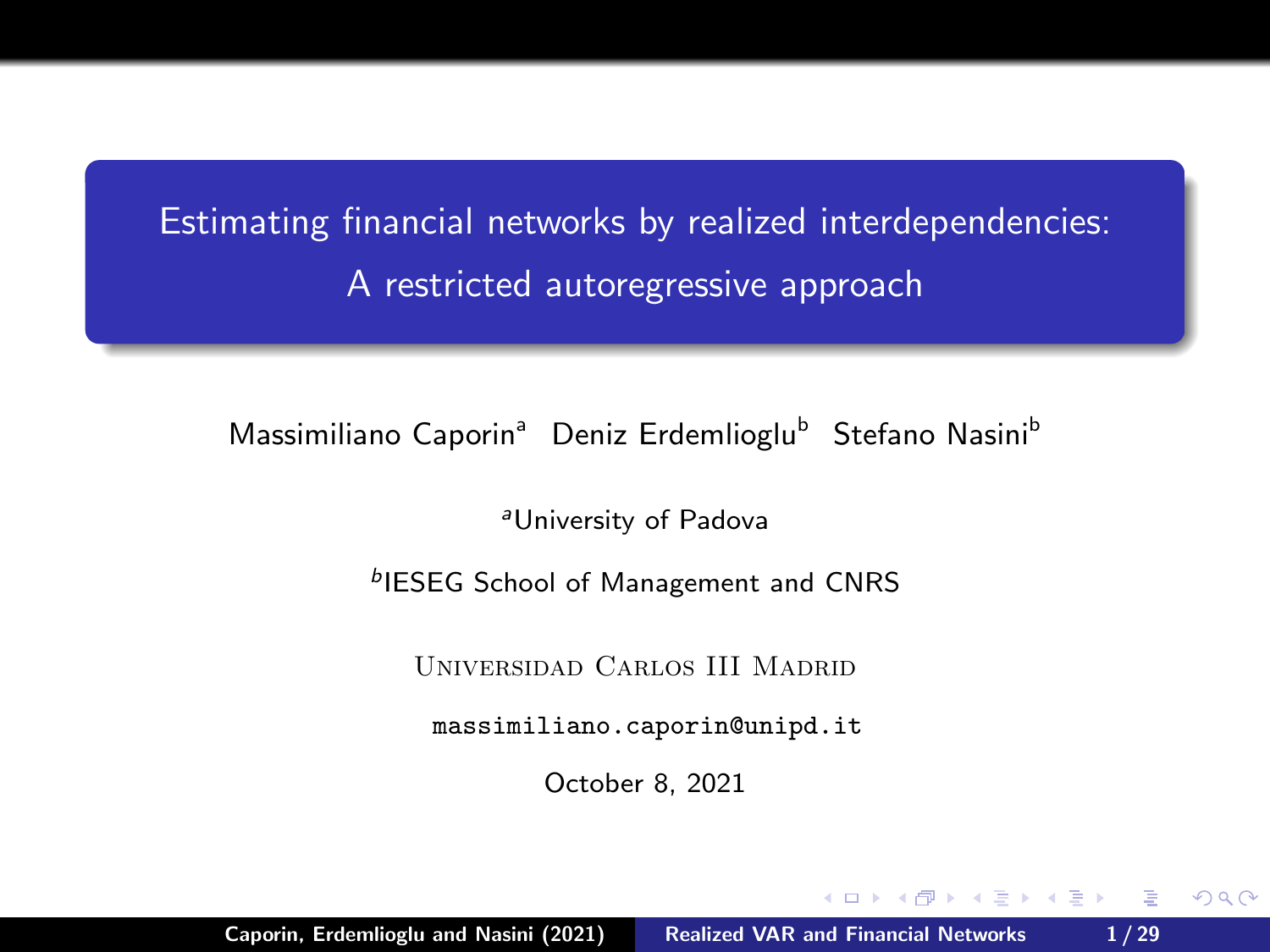# Estimating financial networks by realized interdependencies: A restricted autoregressive approach

Massimiliano Caporin[a] Deniz Erdemlioglu[b] Stefano Nasini[b]

[a]University of Padova

[b]IESEG School of Management and CNRS

Universidad Carlos III Madrid

massimiliano.caporin@unipd.it

October 8, 2021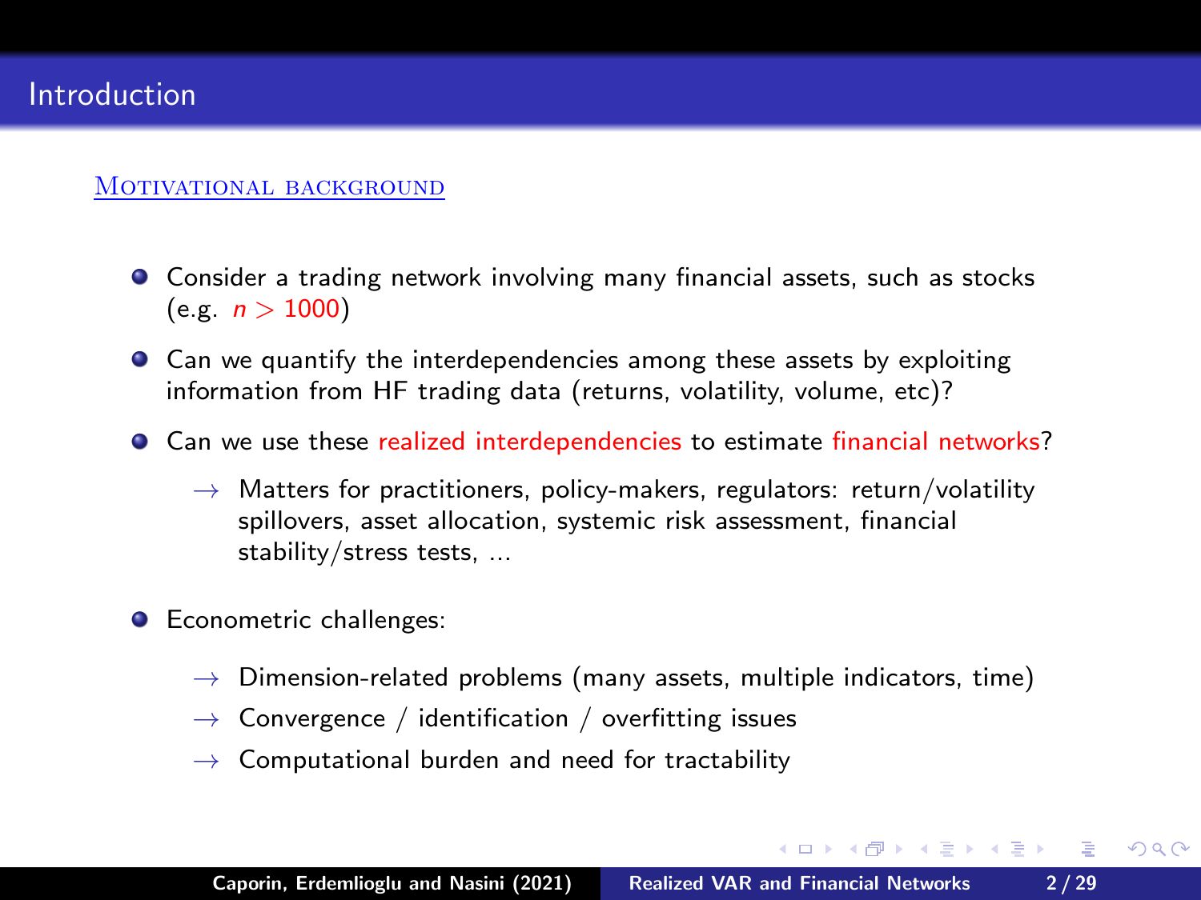# Introduction

## Motivational background

- Consider a trading network involving many financial assets, such as stocks (e.g. $n > 1000$)
- Can we quantify the interdependencies among these assets by exploiting information from HF trading data (returns, volatility, volume, etc)?
- Can we use these realized interdependencies to estimate financial networks?
  - $\rightarrow$ Matters for practitioners, policy-makers, regulators: return/volatility spillovers, asset allocation, systemic risk assessment, financial stability/stress tests, ...
- Econometric challenges:
  - $\rightarrow$ Dimension-related problems (many assets, multiple indicators, time)
  - $\rightarrow$ Convergence / identification / overfitting issues
  - $\rightarrow$ Computational burden and need for tractability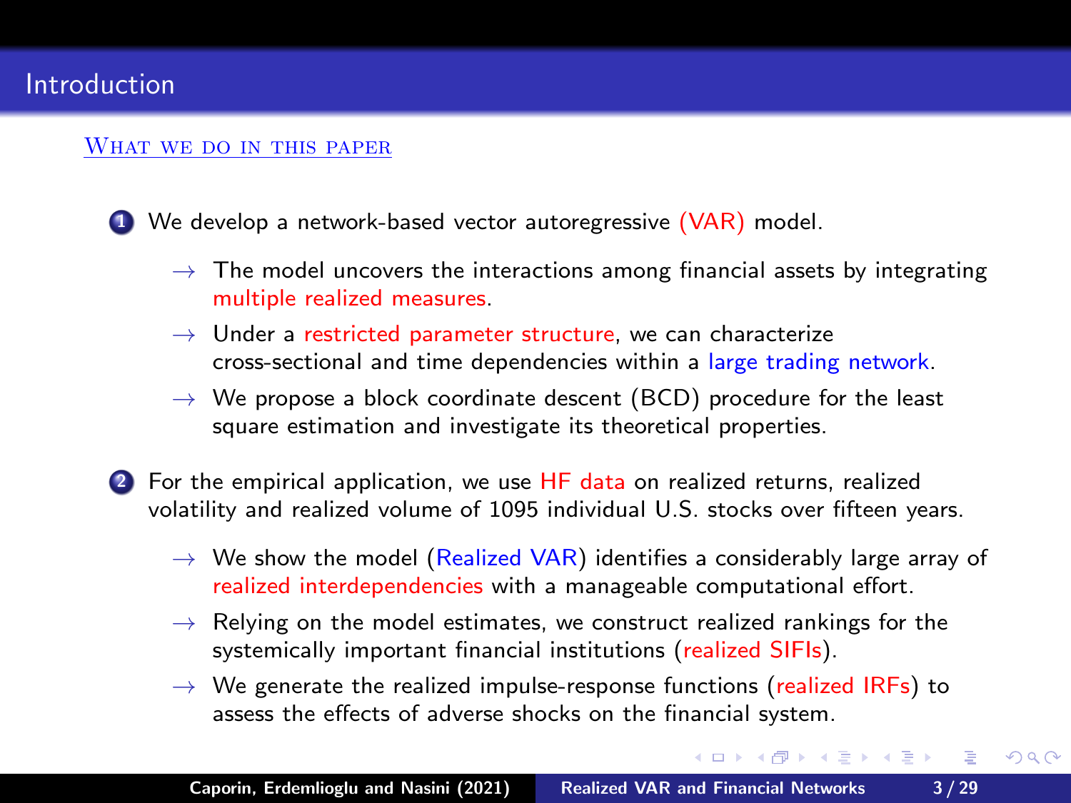# Introduction

## What we do in this paper

1. We develop a network-based vector autoregressive (VAR) model.
   - → The model uncovers the interactions among financial assets by integrating multiple realized measures.
   - → Under a restricted parameter structure, we can characterize cross-sectional and time dependencies within a large trading network.
   - → We propose a block coordinate descent (BCD) procedure for the least square estimation and investigate its theoretical properties.

2. For the empirical application, we use HF data on realized returns, realized volatility and realized volume of 1095 individual U.S. stocks over fifteen years.
   - → We show the model (Realized VAR) identifies a considerably large array of realized interdependencies with a manageable computational effort.
   - → Relying on the model estimates, we construct realized rankings for the systemically important financial institutions (realized SIFIs).
   - → We generate the realized impulse-response functions (realized IRFs) to assess the effects of adverse shocks on the financial system.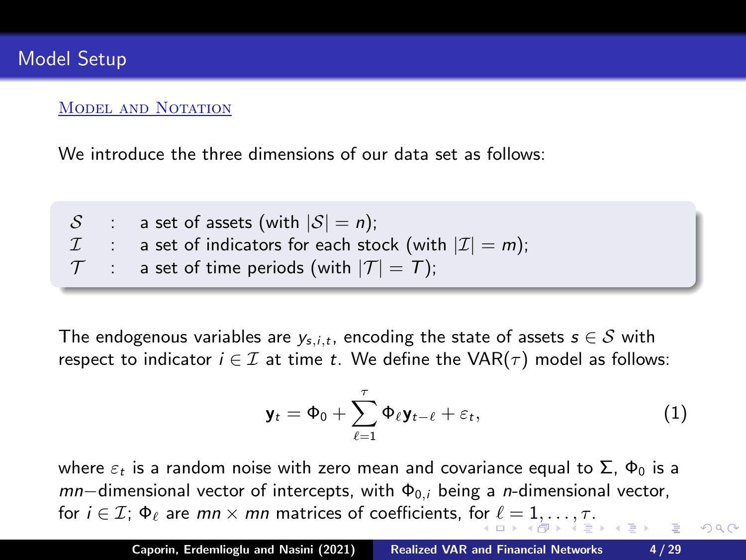# Model Setup

## Model and Notation

We introduce the three dimensions of our data set as follows:

- $\mathcal{S}$ : a set of assets (with $|\mathcal{S}| = n$);
- $\mathcal{I}$ : a set of indicators for each stock (with $|\mathcal{I}| = m$);
- $\mathcal{T}$ : a set of time periods (with $|\mathcal{T}| = T$);

The endogenous variables are $y_{s,i,t}$, encoding the state of assets $s \in \mathcal{S}$ with respect to indicator $i \in \mathcal{I}$ at time $t$. We define the VAR($\tau$) model as follows:

$$\mathbf{y}_t = \Phi_0 + \sum_{\ell=1}^{\tau} \Phi_\ell \mathbf{y}_{t-\ell} + \varepsilon_t, \tag{1}$$

where $\varepsilon_t$ is a random noise with zero mean and covariance equal to $\Sigma$, $\Phi_0$ is a $mn-$dimensional vector of intercepts, with $\Phi_{0,i}$ being a $n$-dimensional vector, for $i \in \mathcal{I}$; $\Phi_\ell$ are $mn \times mn$ matrices of coefficients, for $\ell = 1, \ldots, \tau$.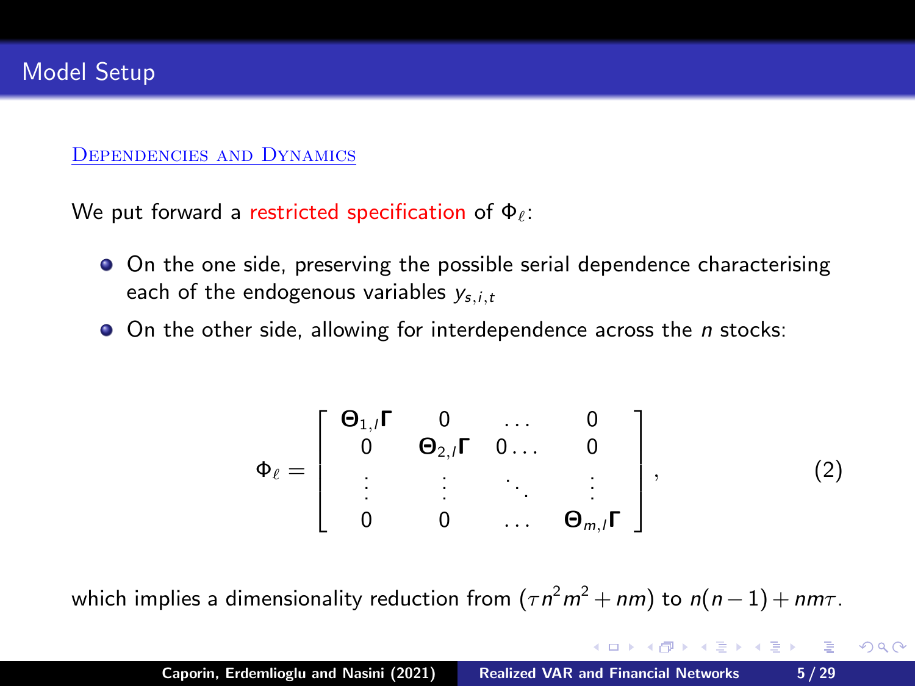## Model Setup

### Dependencies and Dynamics

We put forward a restricted specification of $\Phi_\ell$:

- On the one side, preserving the possible serial dependence characterising each of the endogenous variables $y_{s,i,t}$
- On the other side, allowing for interdependence across the $n$ stocks:

$$
\Phi_\ell = \begin{bmatrix} \mathbf{\Theta}_{1,l}\mathbf{\Gamma} & 0 & \dots & 0 \\ 0 & \mathbf{\Theta}_{2,l}\mathbf{\Gamma} & 0\dots & 0 \\ \vdots & \vdots & \ddots & \vdots \\ 0 & 0 & \dots & \mathbf{\Theta}_{m,l}\mathbf{\Gamma} \end{bmatrix}, \tag{2}
$$

which implies a dimensionality reduction from $(\tau n^2 m^2 + nm)$ to $n(n-1) + nm\tau$.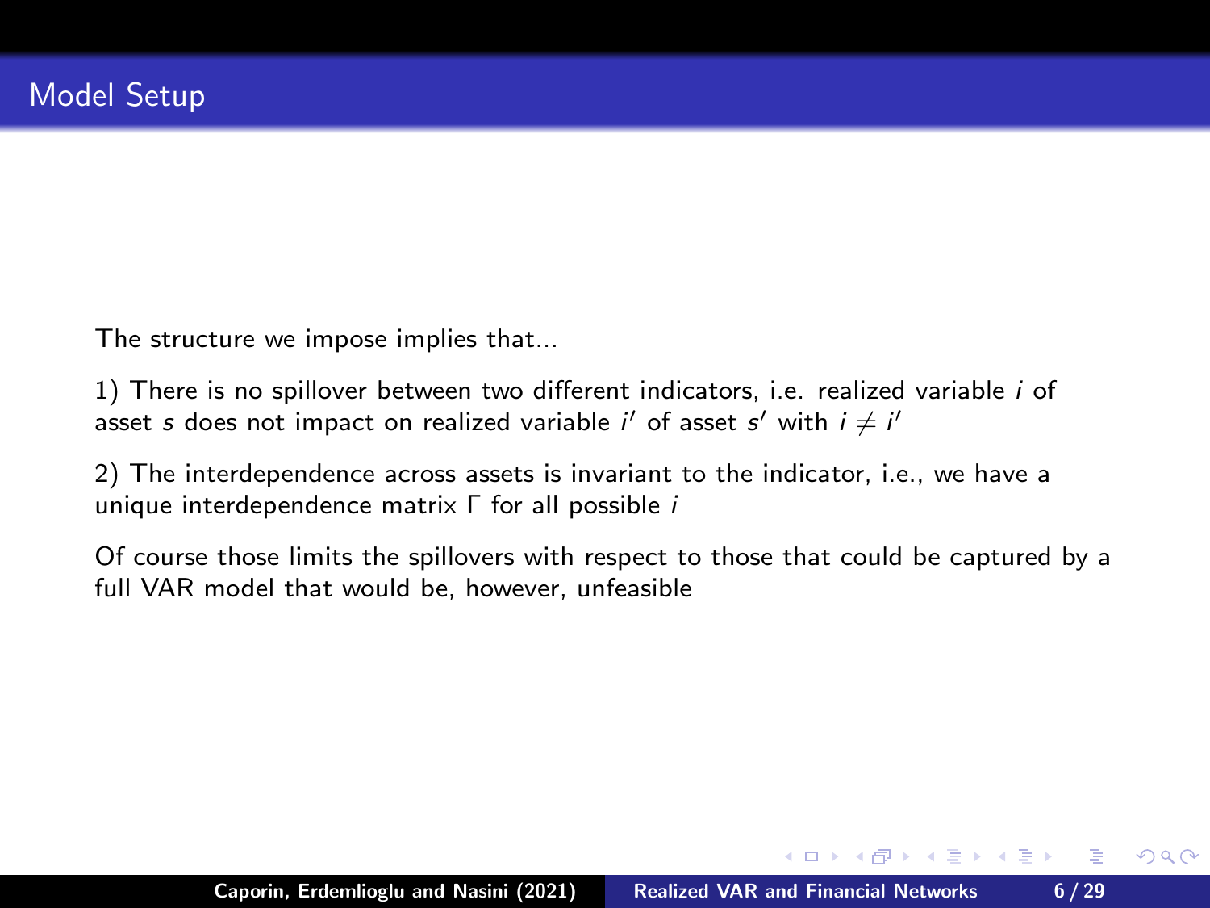# Model Setup

The structure we impose implies that...

1) There is no spillover between two different indicators, i.e. realized variable $i$ of asset $s$ does not impact on realized variable $i'$ of asset $s'$ with $i \neq i'$

2) The interdependence across assets is invariant to the indicator, i.e., we have a unique interdependence matrix $\Gamma$ for all possible $i$

Of course those limits the spillovers with respect to those that could be captured by a full VAR model that would be, however, unfeasible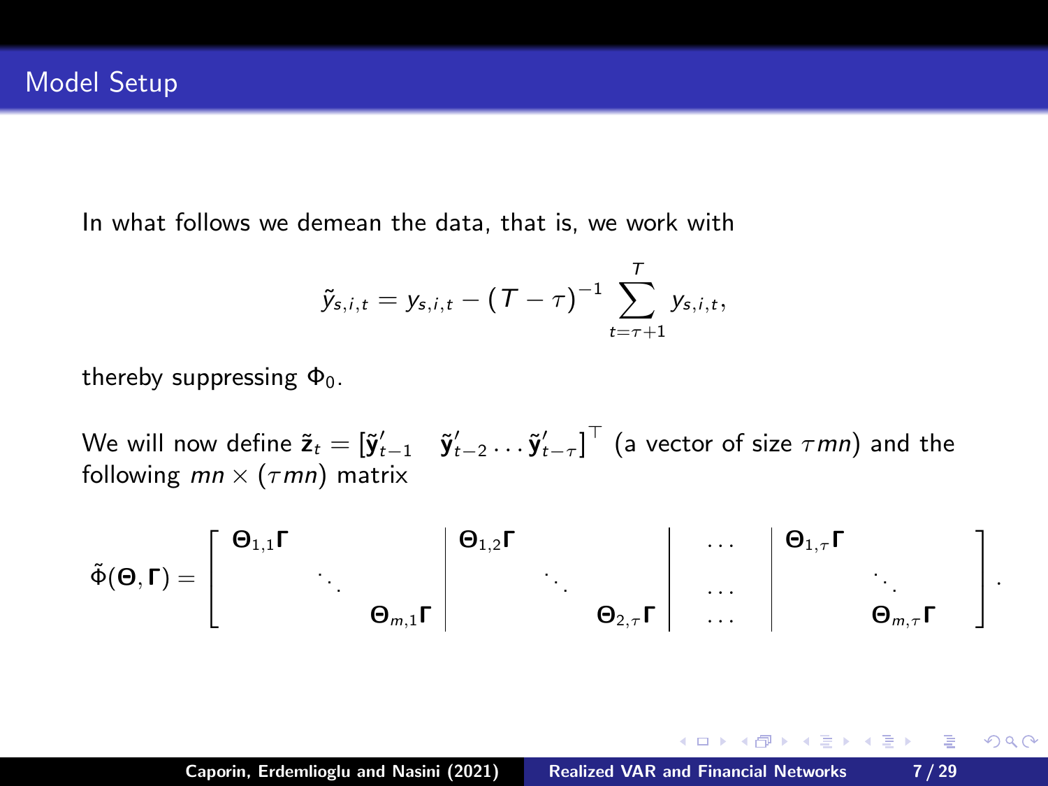## Model Setup

In what follows we demean the data, that is, we work with

$$\tilde{y}_{s,i,t} = y_{s,i,t} - (T-\tau)^{-1} \sum_{t=\tau+1}^{T} y_{s,i,t},$$

thereby suppressing $\Phi_0$.

We will now define $\tilde{\mathbf{z}}_t = [\tilde{\mathbf{y}}'_{t-1} \quad \tilde{\mathbf{y}}'_{t-2} \ldots \tilde{\mathbf{y}}'_{t-\tau}]^\top$ (a vector of size $\tau mn$) and the following $mn \times (\tau mn)$ matrix

$$\tilde{\Phi}(\mathbf{\Theta}, \mathbf{\Gamma}) = \left[\begin{array}{ccc|ccc|c|ccc} \mathbf{\Theta}_{1,1}\mathbf{\Gamma} & & & \mathbf{\Theta}_{1,2}\mathbf{\Gamma} & & & \cdots & \mathbf{\Theta}_{1,\tau}\mathbf{\Gamma} & & \\ & \ddots & & & \ddots & & \cdots & & \ddots & \\ & & \mathbf{\Theta}_{m,1}\mathbf{\Gamma} & & & \mathbf{\Theta}_{2,\tau}\mathbf{\Gamma} & \cdots & & & \mathbf{\Theta}_{m,\tau}\mathbf{\Gamma} \end{array}\right].$$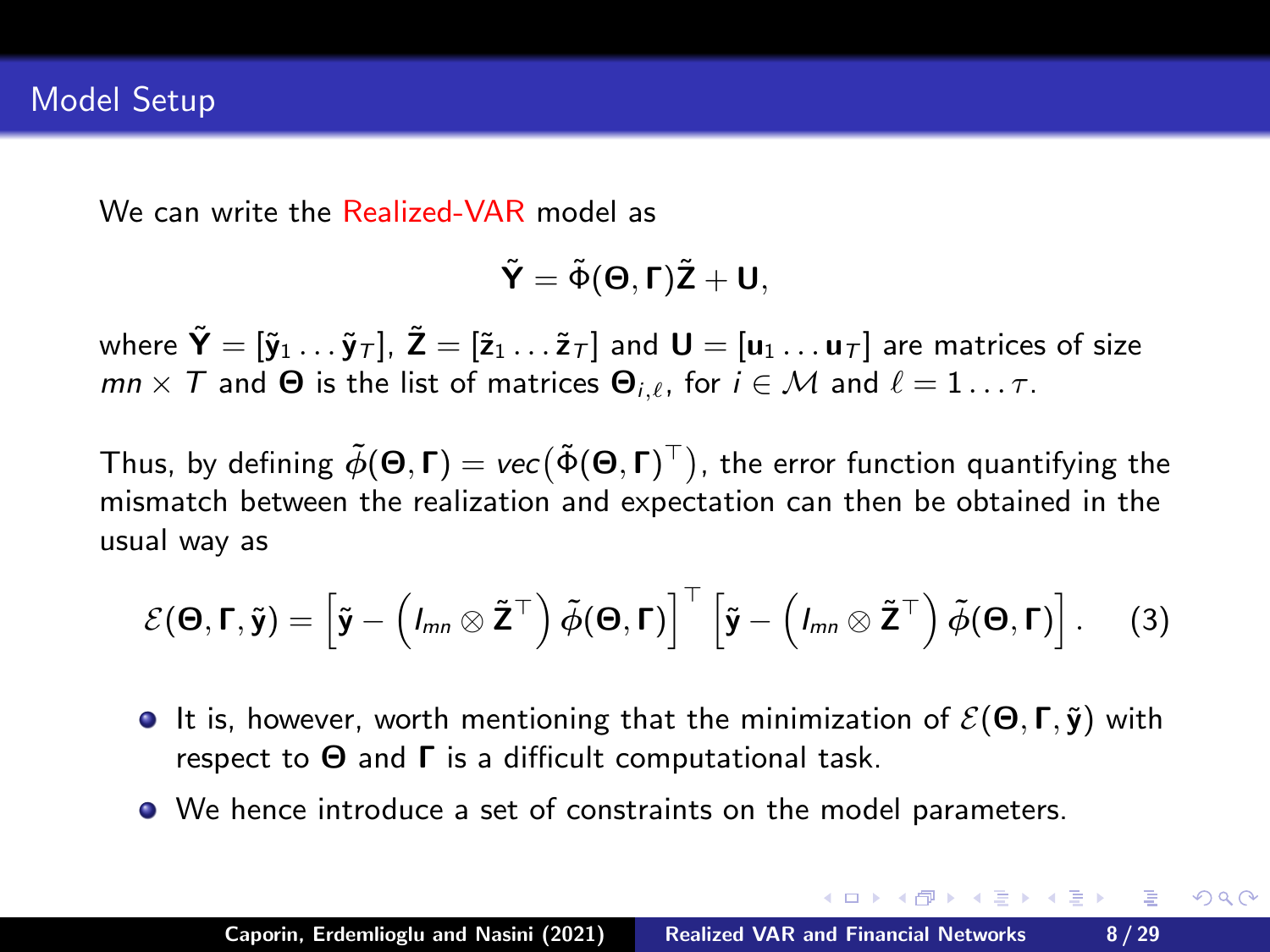## Model Setup

We can write the Realized-VAR model as

$$\tilde{\mathbf{Y}} = \tilde{\Phi}(\boldsymbol{\Theta}, \boldsymbol{\Gamma})\tilde{\mathbf{Z}} + \mathbf{U},$$

where $\tilde{\mathbf{Y}} = [\tilde{\mathbf{y}}_1 \ldots \tilde{\mathbf{y}}_T]$, $\tilde{\mathbf{Z}} = [\tilde{\mathbf{z}}_1 \ldots \tilde{\mathbf{z}}_T]$ and $\mathbf{U} = [\mathbf{u}_1 \ldots \mathbf{u}_T]$ are matrices of size $mn \times T$ and $\boldsymbol{\Theta}$ is the list of matrices $\boldsymbol{\Theta}_{i,\ell}$, for $i \in \mathcal{M}$ and $\ell = 1 \ldots \tau$.

Thus, by defining $\tilde{\phi}(\boldsymbol{\Theta}, \boldsymbol{\Gamma}) = vec\big(\tilde{\Phi}(\boldsymbol{\Theta}, \boldsymbol{\Gamma})^\top\big)$, the error function quantifying the mismatch between the realization and expectation can then be obtained in the usual way as

$$\mathcal{E}(\boldsymbol{\Theta}, \boldsymbol{\Gamma}, \tilde{\mathbf{y}}) = \left[\tilde{\mathbf{y}} - \left(I_{mn} \otimes \tilde{\mathbf{Z}}^\top\right)\tilde{\phi}(\boldsymbol{\Theta}, \boldsymbol{\Gamma})\right]^\top \left[\tilde{\mathbf{y}} - \left(I_{mn} \otimes \tilde{\mathbf{Z}}^\top\right)\tilde{\phi}(\boldsymbol{\Theta}, \boldsymbol{\Gamma})\right]. \quad (3)$$

- It is, however, worth mentioning that the minimization of $\mathcal{E}(\boldsymbol{\Theta}, \boldsymbol{\Gamma}, \tilde{\mathbf{y}})$ with respect to $\boldsymbol{\Theta}$ and $\boldsymbol{\Gamma}$ is a difficult computational task.
- We hence introduce a set of constraints on the model parameters.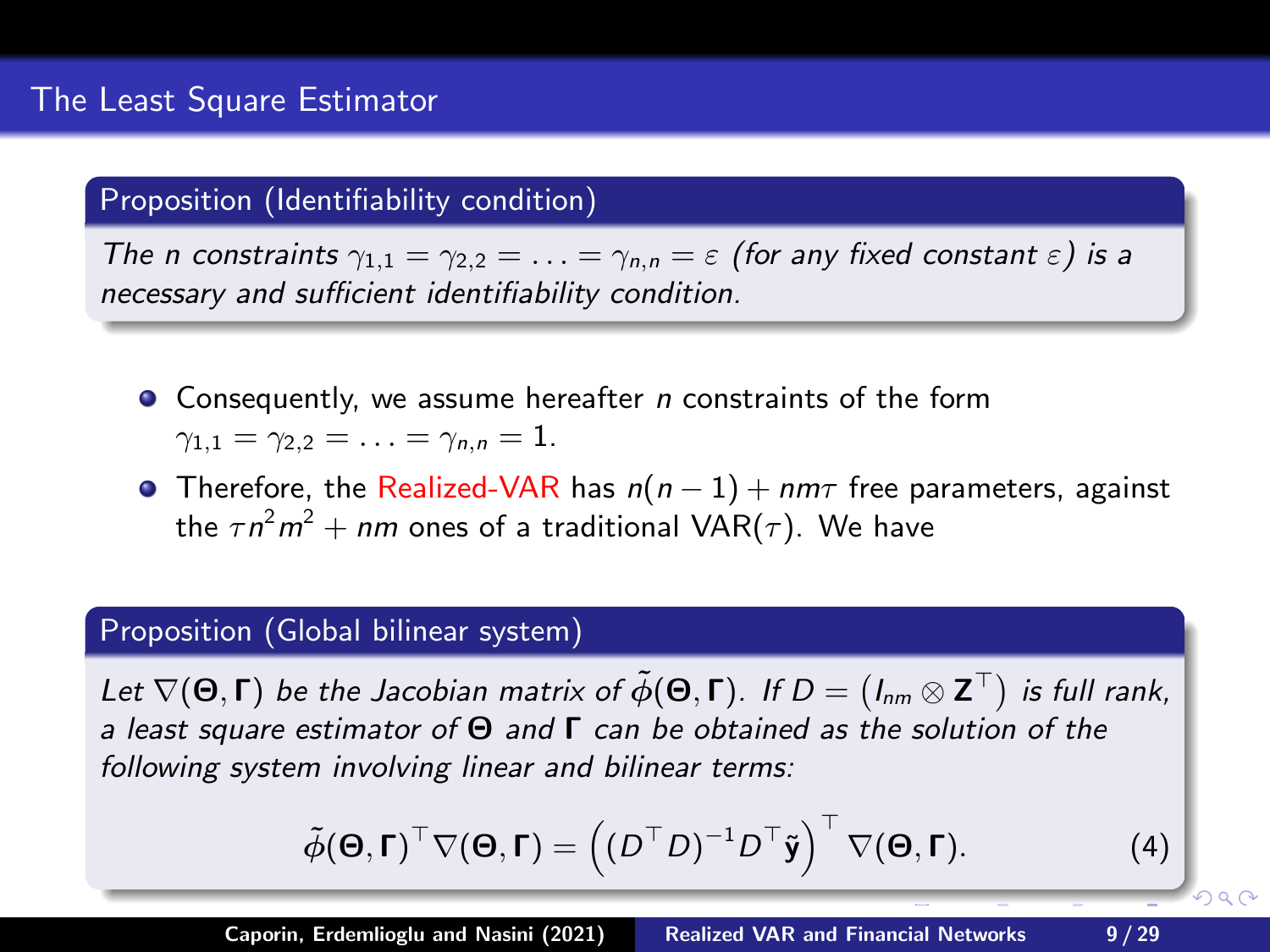# The Least Square Estimator

**Proposition (Identifiability condition)**

*The $n$ constraints $\gamma_{1,1} = \gamma_{2,2} = \ldots = \gamma_{n,n} = \varepsilon$ (for any fixed constant $\varepsilon$) is a necessary and sufficient identifiability condition.*

- Consequently, we assume hereafter $n$ constraints of the form $\gamma_{1,1} = \gamma_{2,2} = \ldots = \gamma_{n,n} = 1$.
- Therefore, the Realized-VAR has $n(n-1) + nm\tau$ free parameters, against the $\tau n^2 m^2 + nm$ ones of a traditional VAR($\tau$). We have

**Proposition (Global bilinear system)**

*Let $\nabla(\mathbf{\Theta}, \mathbf{\Gamma})$ be the Jacobian matrix of $\tilde{\phi}(\mathbf{\Theta}, \mathbf{\Gamma})$. If $D = \left(I_{nm} \otimes \mathbf{Z}^\top\right)$ is full rank, a least square estimator of $\mathbf{\Theta}$ and $\mathbf{\Gamma}$ can be obtained as the solution of the following system involving linear and bilinear terms:*

$$\tilde{\phi}(\mathbf{\Theta}, \mathbf{\Gamma})^\top \nabla(\mathbf{\Theta}, \mathbf{\Gamma}) = \left((D^\top D)^{-1} D^\top \tilde{\mathbf{y}}\right)^\top \nabla(\mathbf{\Theta}, \mathbf{\Gamma}). \tag{4}$$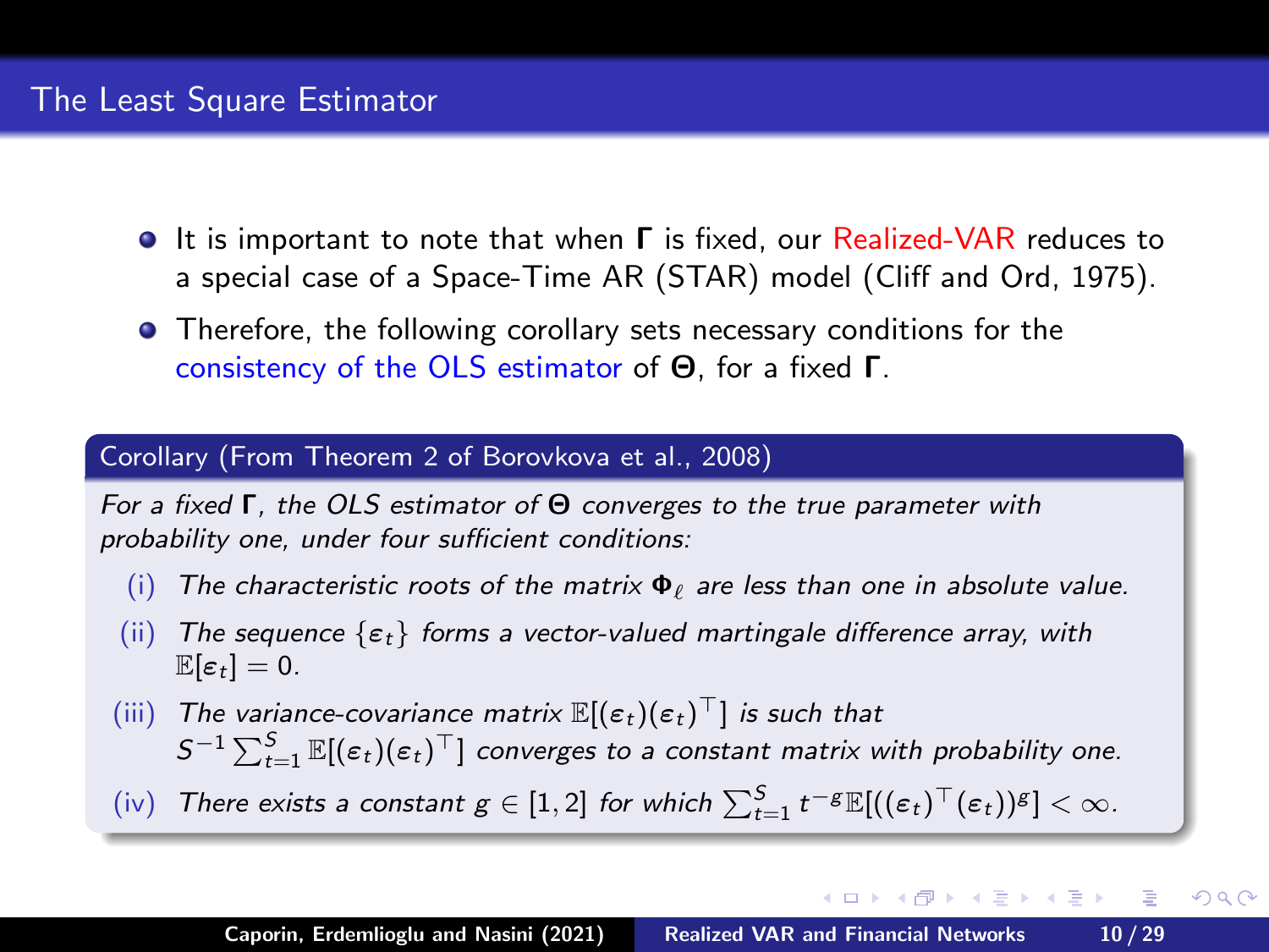# The Least Square Estimator

- It is important to note that when $\mathbf{\Gamma}$ is fixed, our Realized-VAR reduces to a special case of a Space-Time AR (STAR) model (Cliff and Ord, 1975).
- Therefore, the following corollary sets necessary conditions for the consistency of the OLS estimator of $\mathbf{\Theta}$, for a fixed $\mathbf{\Gamma}$.

**Corollary (From Theorem 2 of Borovkova et al., 2008)**

*For a fixed $\mathbf{\Gamma}$, the OLS estimator of $\mathbf{\Theta}$ converges to the true parameter with probability one, under four sufficient conditions:*

(i) *The characteristic roots of the matrix $\mathbf{\Phi}_\ell$ are less than one in absolute value.*

(ii) *The sequence $\{\boldsymbol{\varepsilon}_t\}$ forms a vector-valued martingale difference array, with $\mathbb{E}[\boldsymbol{\varepsilon}_t] = 0$.*

(iii) *The variance-covariance matrix $\mathbb{E}[(\boldsymbol{\varepsilon}_t)(\boldsymbol{\varepsilon}_t)^\top]$ is such that $S^{-1}\sum_{t=1}^{S}\mathbb{E}[(\boldsymbol{\varepsilon}_t)(\boldsymbol{\varepsilon}_t)^\top]$ converges to a constant matrix with probability one.*

(iv) *There exists a constant $g \in [1, 2]$ for which $\sum_{t=1}^{S} t^{-g}\mathbb{E}[((\boldsymbol{\varepsilon}_t)^\top(\boldsymbol{\varepsilon}_t))^g] < \infty$.*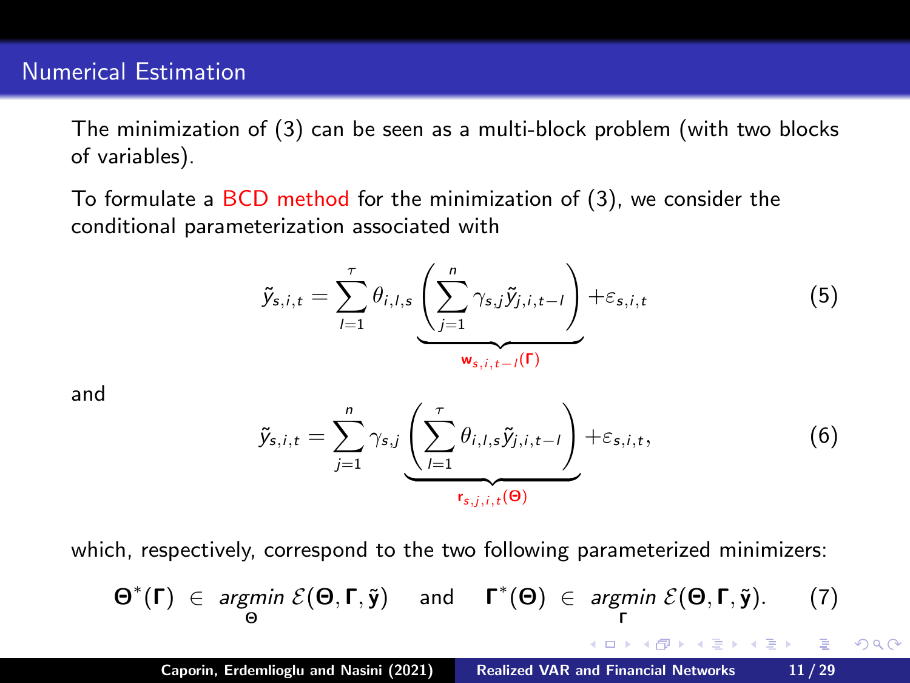## Numerical Estimation

The minimization of (3) can be seen as a multi-block problem (with two blocks of variables).

To formulate a BCD method for the minimization of (3), we consider the conditional parameterization associated with

$$\tilde{y}_{s,i,t} = \sum_{l=1}^{\tau} \theta_{i,l,s} \underbrace{\left( \sum_{j=1}^{n} \gamma_{s,j} \tilde{y}_{j,i,t-l} \right)}_{\mathbf{w}_{s,i,t-l}(\boldsymbol{\Gamma})} + \varepsilon_{s,i,t} \tag{5}$$

and

$$\tilde{y}_{s,i,t} = \sum_{j=1}^{n} \gamma_{s,j} \underbrace{\left( \sum_{l=1}^{\tau} \theta_{i,l,s} \tilde{y}_{j,i,t-l} \right)}_{\mathbf{r}_{s,j,i,t}(\boldsymbol{\Theta})} + \varepsilon_{s,i,t}, \tag{6}$$

which, respectively, correspond to the two following parameterized minimizers:

$$\boldsymbol{\Theta}^*(\boldsymbol{\Gamma}) \in \underset{\boldsymbol{\Theta}}{\mathit{argmin}}\ \mathcal{E}(\boldsymbol{\Theta}, \boldsymbol{\Gamma}, \tilde{\mathbf{y}}) \quad \text{and} \quad \boldsymbol{\Gamma}^*(\boldsymbol{\Theta}) \in \underset{\boldsymbol{\Gamma}}{\mathit{argmin}}\ \mathcal{E}(\boldsymbol{\Theta}, \boldsymbol{\Gamma}, \tilde{\mathbf{y}}). \tag{7}$$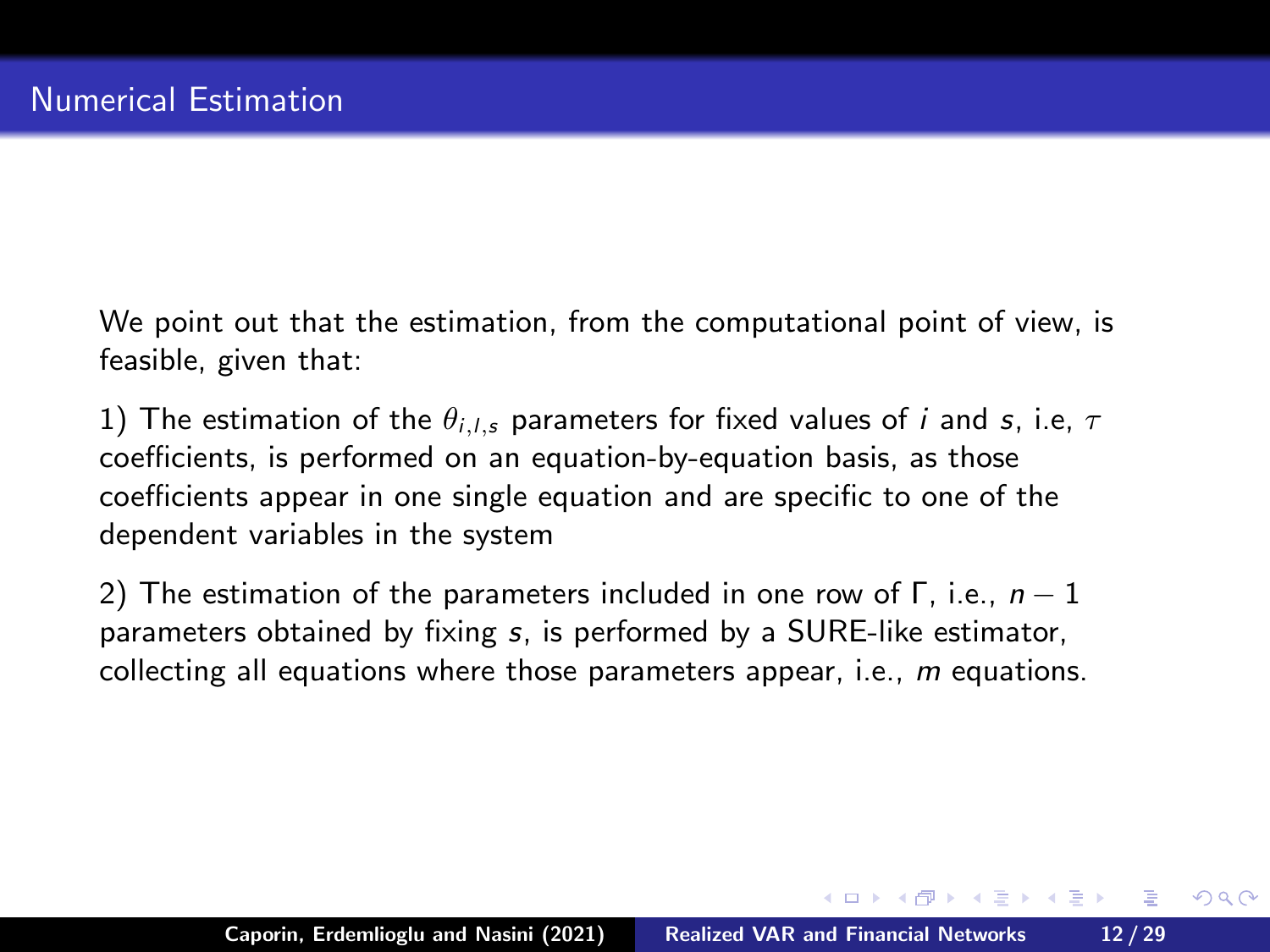# Numerical Estimation

We point out that the estimation, from the computational point of view, is feasible, given that:

1) The estimation of the $\theta_{i,l,s}$ parameters for fixed values of $i$ and $s$, i.e, $\tau$ coefficients, is performed on an equation-by-equation basis, as those coefficients appear in one single equation and are specific to one of the dependent variables in the system

2) The estimation of the parameters included in one row of $\Gamma$, i.e., $n-1$ parameters obtained by fixing $s$, is performed by a SURE-like estimator, collecting all equations where those parameters appear, i.e., $m$ equations.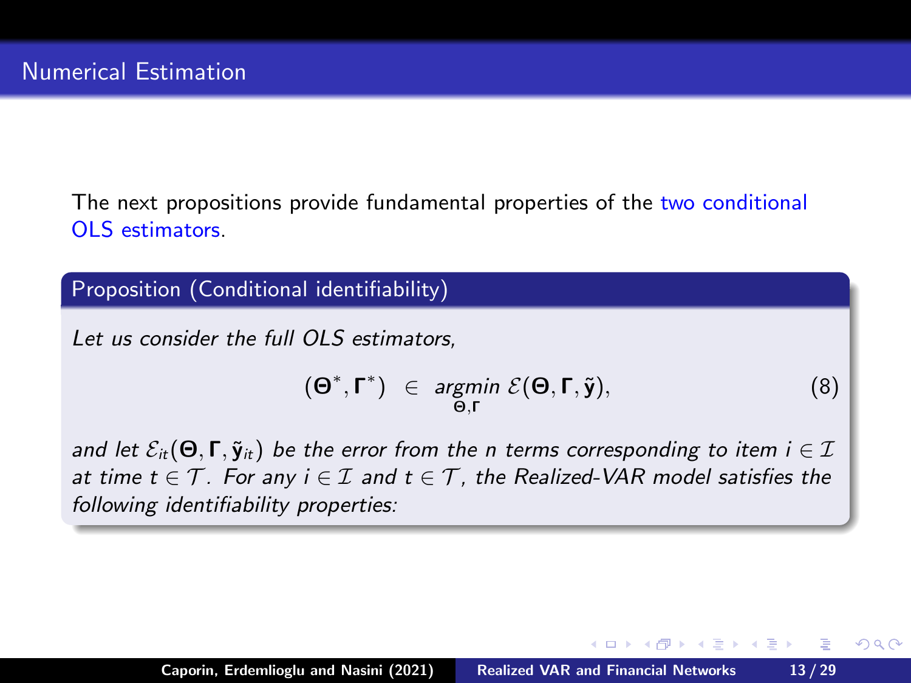## Numerical Estimation

The next propositions provide fundamental properties of the two conditional OLS estimators.

**Proposition (Conditional identifiability)**

*Let us consider the full OLS estimators,*

$$(\mathbf{\Theta}^*, \mathbf{\Gamma}^*) \ \in \ \underset{\mathbf{\Theta}, \mathbf{\Gamma}}{argmin} \, \mathcal{E}(\mathbf{\Theta}, \mathbf{\Gamma}, \tilde{\mathbf{y}}), \tag{8}$$

*and let $\mathcal{E}_{it}(\mathbf{\Theta}, \mathbf{\Gamma}, \tilde{\mathbf{y}}_{it})$ be the error from the $n$ terms corresponding to item $i \in \mathcal{I}$ at time $t \in \mathcal{T}$. For any $i \in \mathcal{I}$ and $t \in \mathcal{T}$, the Realized-VAR model satisfies the following identifiability properties:*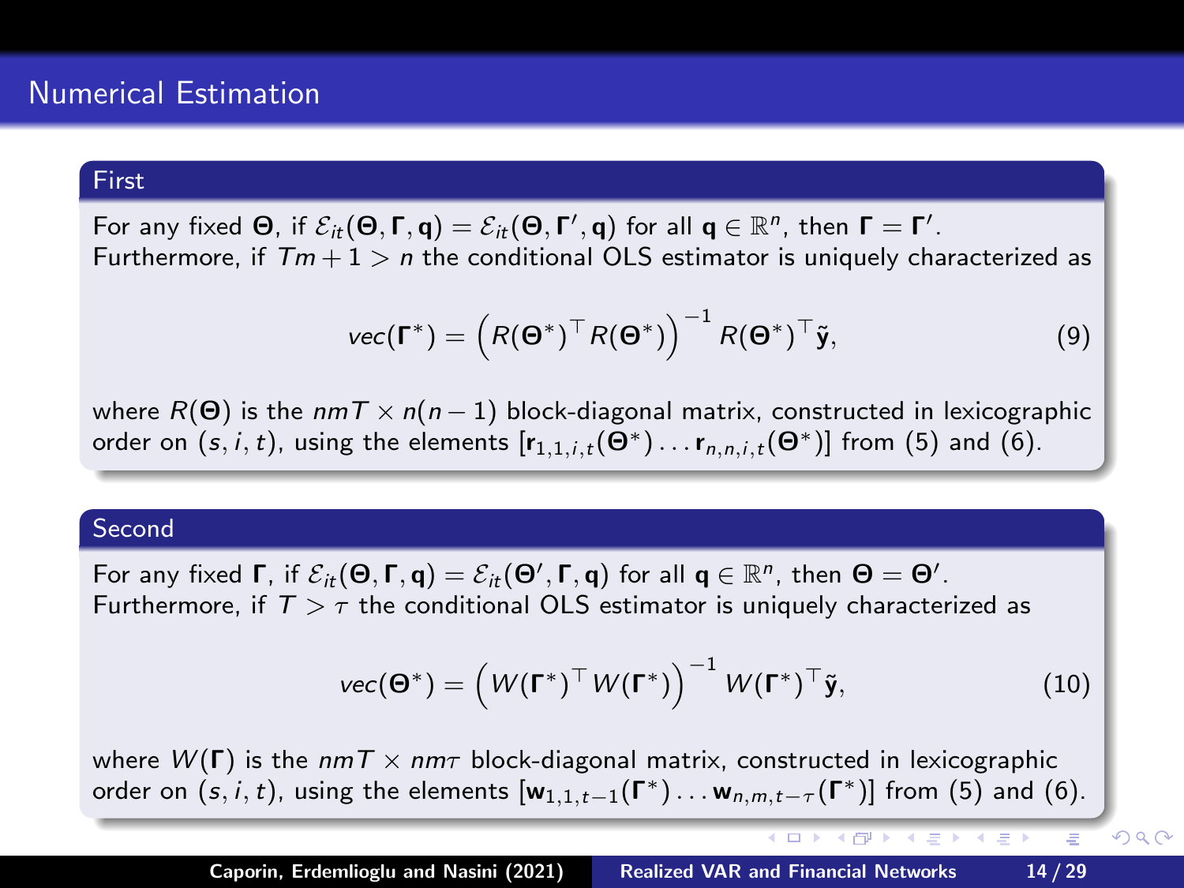# Numerical Estimation

### First

For any fixed $\boldsymbol{\Theta}$, if $\mathcal{E}_{it}(\boldsymbol{\Theta}, \boldsymbol{\Gamma}, \mathbf{q}) = \mathcal{E}_{it}(\boldsymbol{\Theta}, \boldsymbol{\Gamma}', \mathbf{q})$ for all $\mathbf{q} \in \mathbb{R}^n$, then $\boldsymbol{\Gamma} = \boldsymbol{\Gamma}'$. Furthermore, if $Tm + 1 > n$ the conditional OLS estimator is uniquely characterized as

$$vec(\boldsymbol{\Gamma}^*) = \left(R(\boldsymbol{\Theta}^*)^\top R(\boldsymbol{\Theta}^*)\right)^{-1} R(\boldsymbol{\Theta}^*)^\top \tilde{\mathbf{y}}, \tag{9}$$

where $R(\boldsymbol{\Theta})$ is the $nmT \times n(n-1)$ block-diagonal matrix, constructed in lexicographic order on $(s, i, t)$, using the elements $[\mathbf{r}_{1,1,i,t}(\boldsymbol{\Theta}^*) \ldots \mathbf{r}_{n,n,i,t}(\boldsymbol{\Theta}^*)]$ from (5) and (6).

### Second

For any fixed $\boldsymbol{\Gamma}$, if $\mathcal{E}_{it}(\boldsymbol{\Theta}, \boldsymbol{\Gamma}, \mathbf{q}) = \mathcal{E}_{it}(\boldsymbol{\Theta}', \boldsymbol{\Gamma}, \mathbf{q})$ for all $\mathbf{q} \in \mathbb{R}^n$, then $\boldsymbol{\Theta} = \boldsymbol{\Theta}'$. Furthermore, if $T > \tau$ the conditional OLS estimator is uniquely characterized as

$$vec(\boldsymbol{\Theta}^*) = \left(W(\boldsymbol{\Gamma}^*)^\top W(\boldsymbol{\Gamma}^*)\right)^{-1} W(\boldsymbol{\Gamma}^*)^\top \tilde{\mathbf{y}}, \tag{10}$$

where $W(\boldsymbol{\Gamma})$ is the $nmT \times nm\tau$ block-diagonal matrix, constructed in lexicographic order on $(s, i, t)$, using the elements $[\mathbf{w}_{1,1,t-1}(\boldsymbol{\Gamma}^*) \ldots \mathbf{w}_{n,m,t-\tau}(\boldsymbol{\Gamma}^*)]$ from (5) and (6).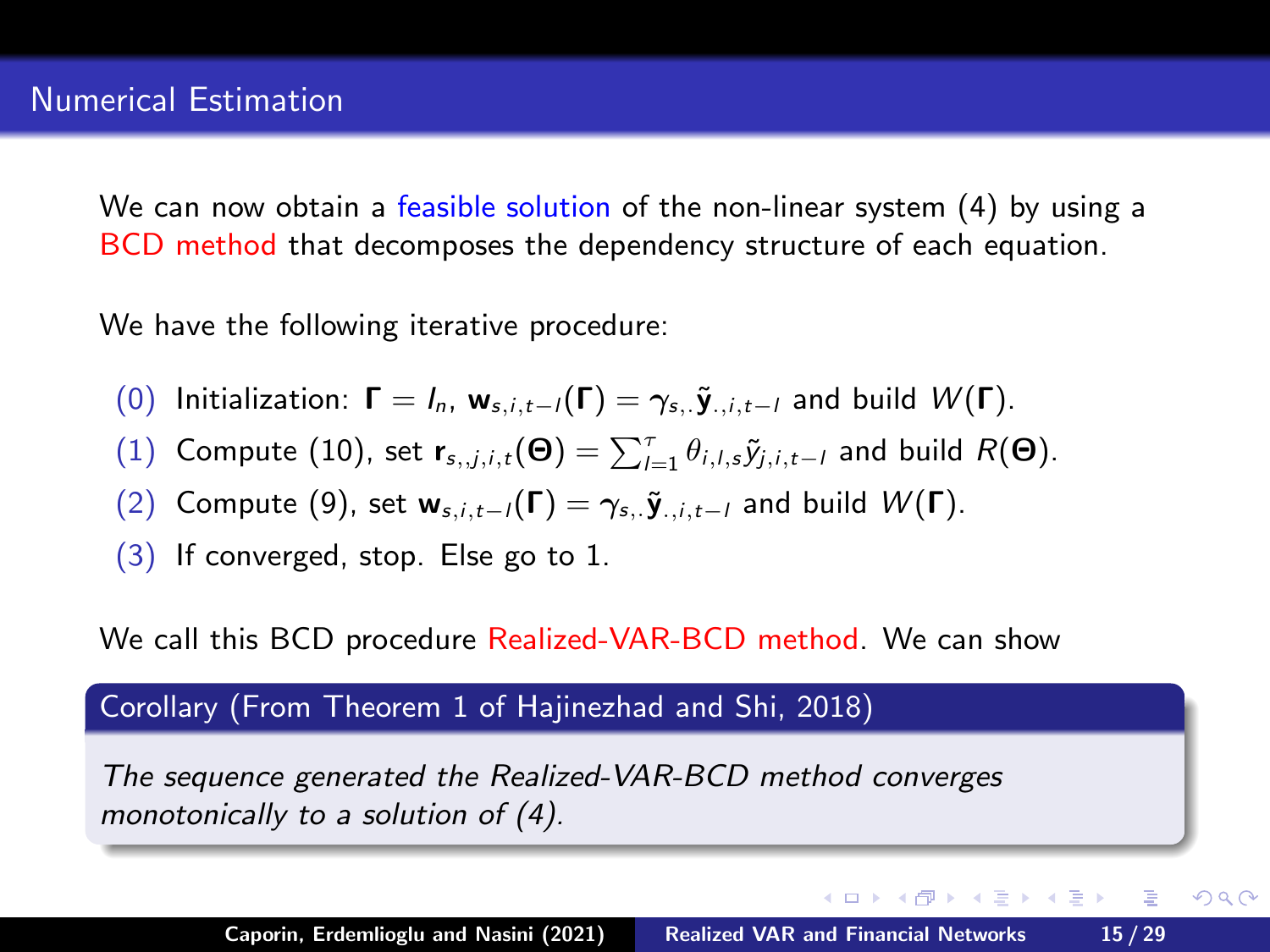# Numerical Estimation

We can now obtain a feasible solution of the non-linear system (4) by using a BCD method that decomposes the dependency structure of each equation.

We have the following iterative procedure:

(0) Initialization: $\mathbf{\Gamma} = I_n$, $\mathbf{w}_{s,i,t-l}(\mathbf{\Gamma}) = \gamma_{s,.}\tilde{\mathbf{y}}_{.,i,t-l}$ and build $W(\mathbf{\Gamma})$.

(1) Compute (10), set $\mathbf{r}_{s,,j,i,t}(\mathbf{\Theta}) = \sum_{l=1}^{\tau} \theta_{i,l,s}\tilde{y}_{j,i,t-l}$ and build $R(\mathbf{\Theta})$.

(2) Compute (9), set $\mathbf{w}_{s,i,t-l}(\mathbf{\Gamma}) = \gamma_{s,.}\tilde{\mathbf{y}}_{.,i,t-l}$ and build $W(\mathbf{\Gamma})$.

(3) If converged, stop. Else go to 1.

We call this BCD procedure Realized-VAR-BCD method. We can show

**Corollary (From Theorem 1 of Hajinezhad and Shi, 2018)**

*The sequence generated the Realized-VAR-BCD method converges monotonically to a solution of (4).*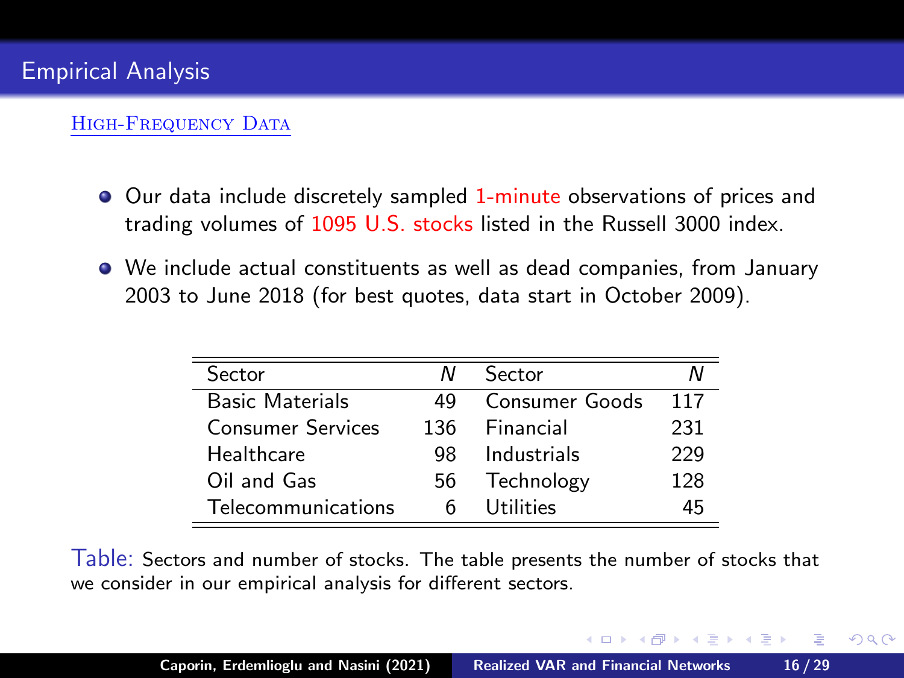# Empirical Analysis

## High-Frequency Data

- Our data include discretely sampled 1-minute observations of prices and trading volumes of 1095 U.S. stocks listed in the Russell 3000 index.
- We include actual constituents as well as dead companies, from January 2003 to June 2018 (for best quotes, data start in October 2009).

| Sector | $N$ | Sector | $N$ |
|---|---|---|---|
| Basic Materials | 49 | Consumer Goods | 117 |
| Consumer Services | 136 | Financial | 231 |
| Healthcare | 98 | Industrials | 229 |
| Oil and Gas | 56 | Technology | 128 |
| Telecommunications | 6 | Utilities | 45 |

Table: Sectors and number of stocks. The table presents the number of stocks that we consider in our empirical analysis for different sectors.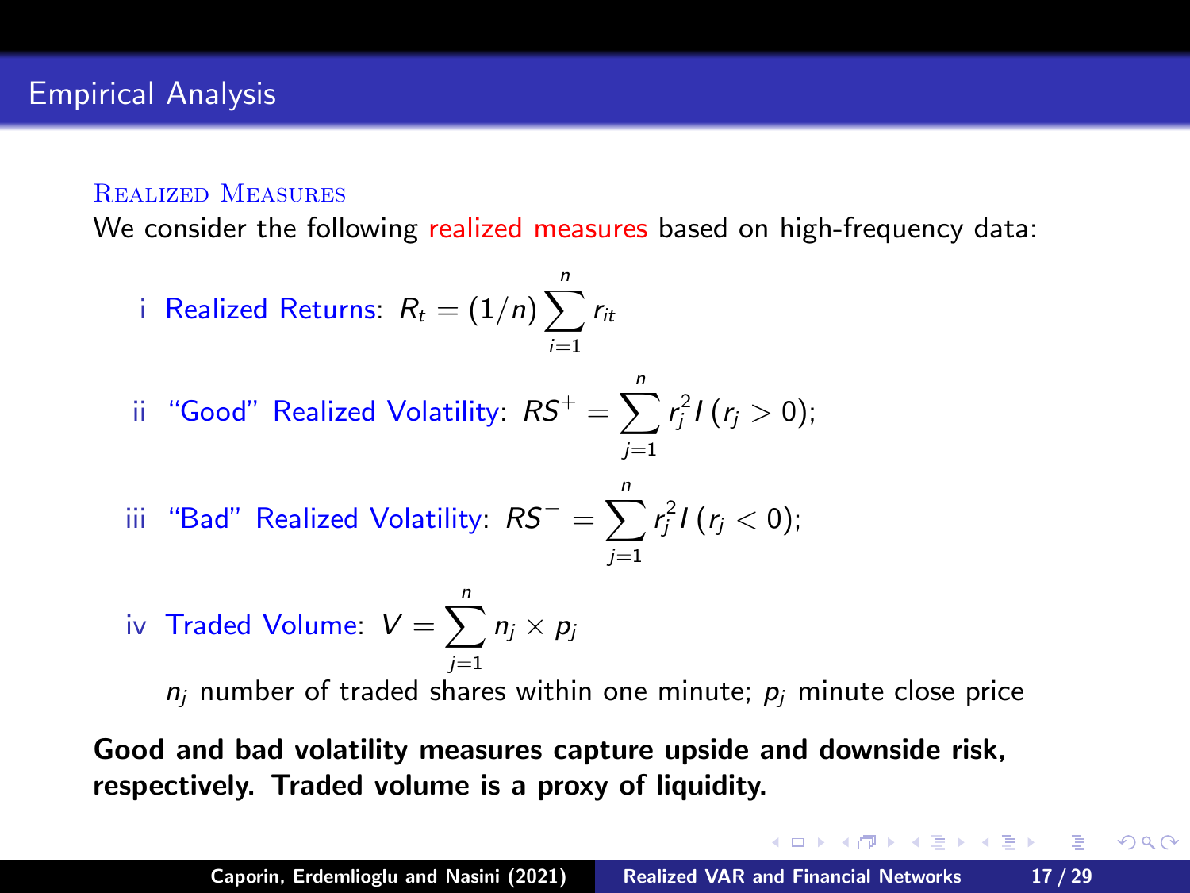## Empirical Analysis

### Realized Measures

We consider the following realized measures based on high-frequency data:

i. Realized Returns: $R_t = (1/n) \sum_{i=1}^{n} r_{it}$

ii. "Good" Realized Volatility: $RS^+ = \sum_{j=1}^{n} r_j^2 I\,(r_j > 0)$;

iii. "Bad" Realized Volatility: $RS^- = \sum_{j=1}^{n} r_j^2 I\,(r_j < 0)$;

iv. Traded Volume: $V = \sum_{j=1}^{n} n_j \times p_j$

   $n_j$ number of traded shares within one minute; $p_j$ minute close price

**Good and bad volatility measures capture upside and downside risk, respectively. Traded volume is a proxy of liquidity.**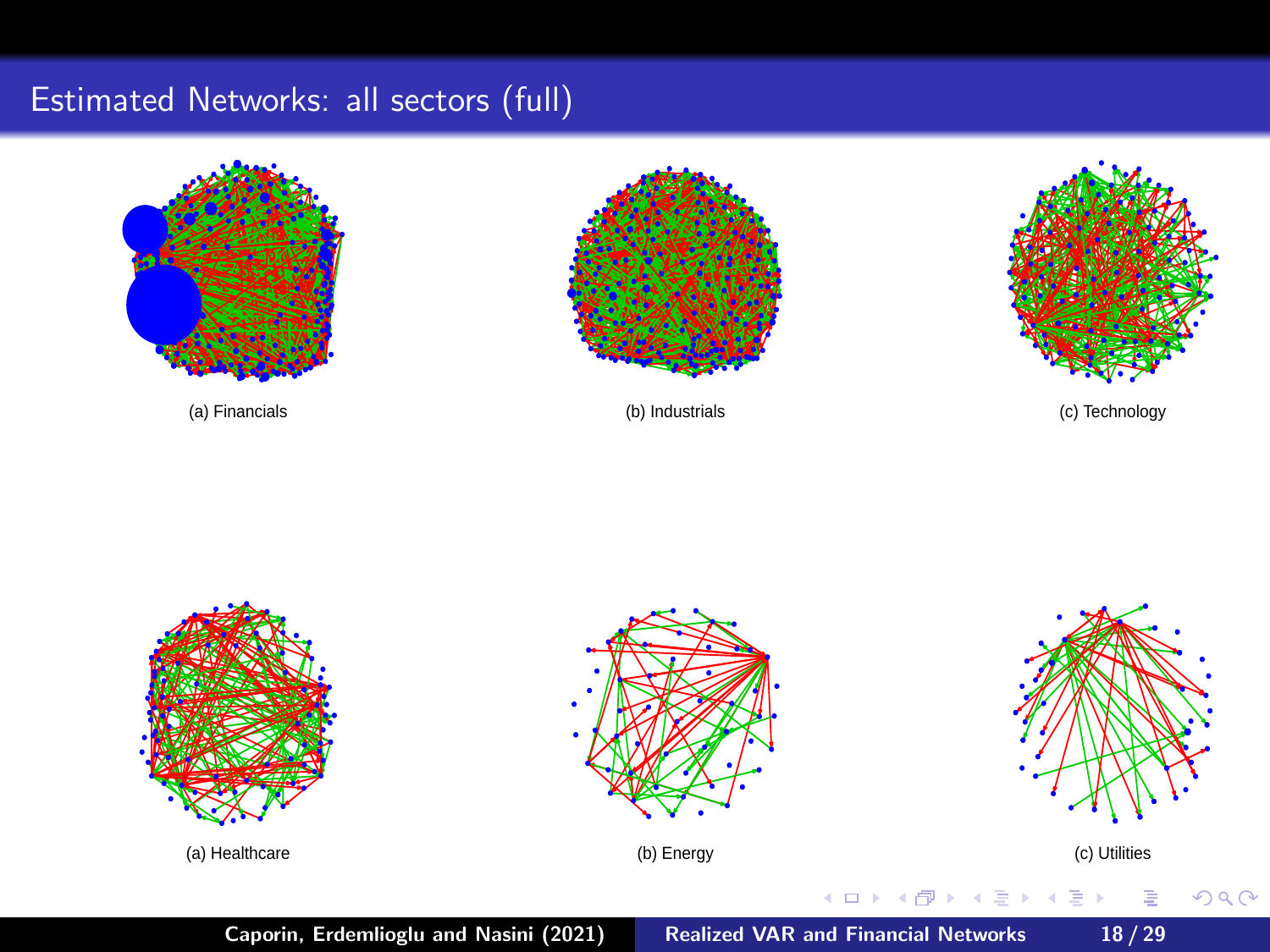# Estimated Networks: all sectors (full)

(a) Financials

(b) Industrials

(c) Technology

(a) Healthcare

(b) Energy

(c) Utilities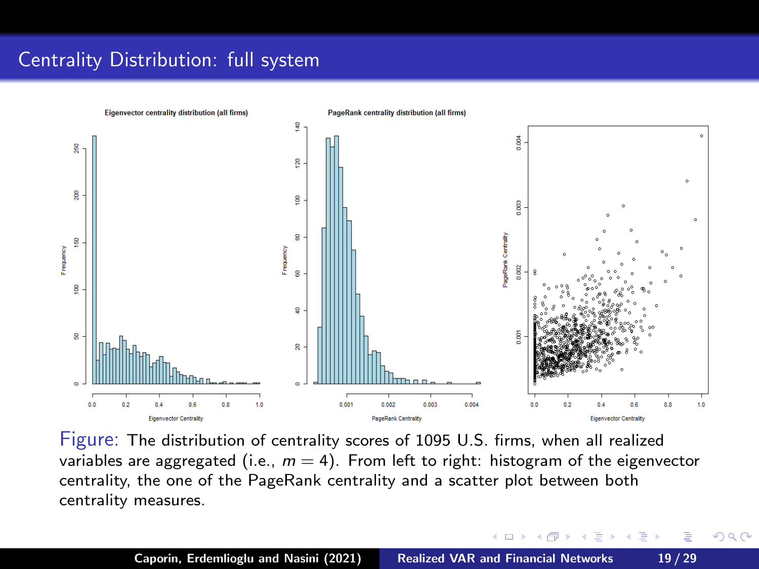# Centrality Distribution: full system

Figure: The distribution of centrality scores of 1095 U.S. firms, when all realized variables are aggregated (i.e., $m = 4$). From left to right: histogram of the eigenvector centrality, the one of the PageRank centrality and a scatter plot between both centrality measures.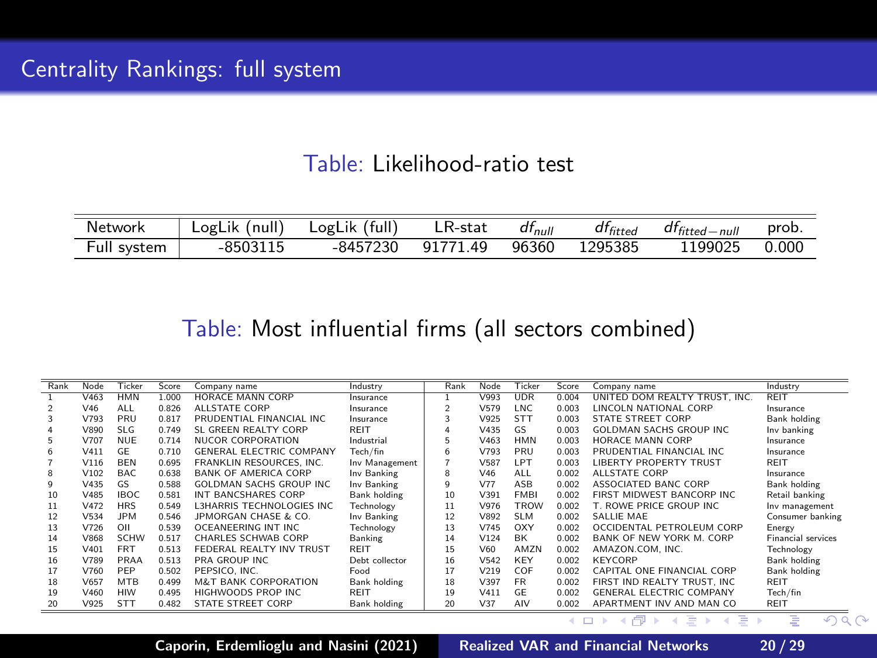# Centrality Rankings: full system

Table: Likelihood-ratio test

| Network | LogLik (null) | LogLik (full) | LR-stat | $df_{null}$ | $df_{fitted}$ | $df_{fitted-null}$ | prob. |
|---|---|---|---|---|---|---|---|
| Full system | -8503115 | -8457230 | 91771.49 | 96360 | 1295385 | 1199025 | 0.000 |

Table: Most influential firms (all sectors combined)

| Rank | Node | Ticker | Score | Company name | Industry | Rank | Node | Ticker | Score | Company name | Industry |
|---|---|---|---|---|---|---|---|---|---|---|---|
| 1 | V463 | HMN | 1.000 | HORACE MANN CORP | Insurance | 1 | V993 | UDR | 0.004 | UNITED DOM REALTY TRUST, INC. | REIT |
| 2 | V46 | ALL | 0.826 | ALLSTATE CORP | Insurance | 2 | V579 | LNC | 0.003 | LINCOLN NATIONAL CORP | Insurance |
| 3 | V793 | PRU | 0.817 | PRUDENTIAL FINANCIAL INC | Insurance | 3 | V925 | STT | 0.003 | STATE STREET CORP | Bank holding |
| 4 | V890 | SLG | 0.749 | SL GREEN REALTY CORP | REIT | 4 | V435 | GS | 0.003 | GOLDMAN SACHS GROUP INC | Inv banking |
| 5 | V707 | NUE | 0.714 | NUCOR CORPORATION | Industrial | 5 | V463 | HMN | 0.003 | HORACE MANN CORP | Insurance |
| 6 | V411 | GE | 0.710 | GENERAL ELECTRIC COMPANY | Tech/fin | 6 | V793 | PRU | 0.003 | PRUDENTIAL FINANCIAL INC | Insurance |
| 7 | V116 | BEN | 0.695 | FRANKLIN RESOURCES, INC. | Inv Management | 7 | V587 | LPT | 0.003 | LIBERTY PROPERTY TRUST | REIT |
| 8 | V102 | BAC | 0.638 | BANK OF AMERICA CORP | Inv Banking | 8 | V46 | ALL | 0.002 | ALLSTATE CORP | Insurance |
| 9 | V435 | GS | 0.588 | GOLDMAN SACHS GROUP INC | Inv Banking | 9 | V77 | ASB | 0.002 | ASSOCIATED BANC CORP | Bank holding |
| 10 | V485 | IBOC | 0.581 | INT BANCSHARES CORP | Bank holding | 10 | V391 | FMBI | 0.002 | FIRST MIDWEST BANCORP INC | Retail banking |
| 11 | V472 | HRS | 0.549 | L3HARRIS TECHNOLOGIES INC | Technology | 11 | V976 | TROW | 0.002 | T. ROWE PRICE GROUP INC | Inv management |
| 12 | V534 | JPM | 0.546 | JPMORGAN CHASE & CO. | Inv Banking | 12 | V892 | SLM | 0.002 | SALLIE MAE | Consumer banking |
| 13 | V726 | OII | 0.539 | OCEANEERING INT INC | Technology | 13 | V745 | OXY | 0.002 | OCCIDENTAL PETROLEUM CORP | Energy |
| 14 | V868 | SCHW | 0.517 | CHARLES SCHWAB CORP | Banking | 14 | V124 | BK | 0.002 | BANK OF NEW YORK M. CORP | Financial services |
| 15 | V401 | FRT | 0.513 | FEDERAL REALTY INV TRUST | REIT | 15 | V60 | AMZN | 0.002 | AMAZON.COM, INC. | Technology |
| 16 | V789 | PRAA | 0.513 | PRA GROUP INC | Debt collector | 16 | V542 | KEY | 0.002 | KEYCORP | Bank holding |
| 17 | V760 | PEP | 0.502 | PEPSICO, INC. | Food | 17 | V219 | COF | 0.002 | CAPITAL ONE FINANCIAL CORP | Bank holding |
| 18 | V657 | MTB | 0.499 | M&T BANK CORPORATION | Bank holding | 18 | V397 | FR | 0.002 | FIRST IND REALTY TRUST, INC | REIT |
| 19 | V460 | HIW | 0.495 | HIGHWOODS PROP INC | REIT | 19 | V411 | GE | 0.002 | GENERAL ELECTRIC COMPANY | Tech/fin |
| 20 | V925 | STT | 0.482 | STATE STREET CORP | Bank holding | 20 | V37 | AIV | 0.002 | APARTMENT INV AND MAN CO | REIT |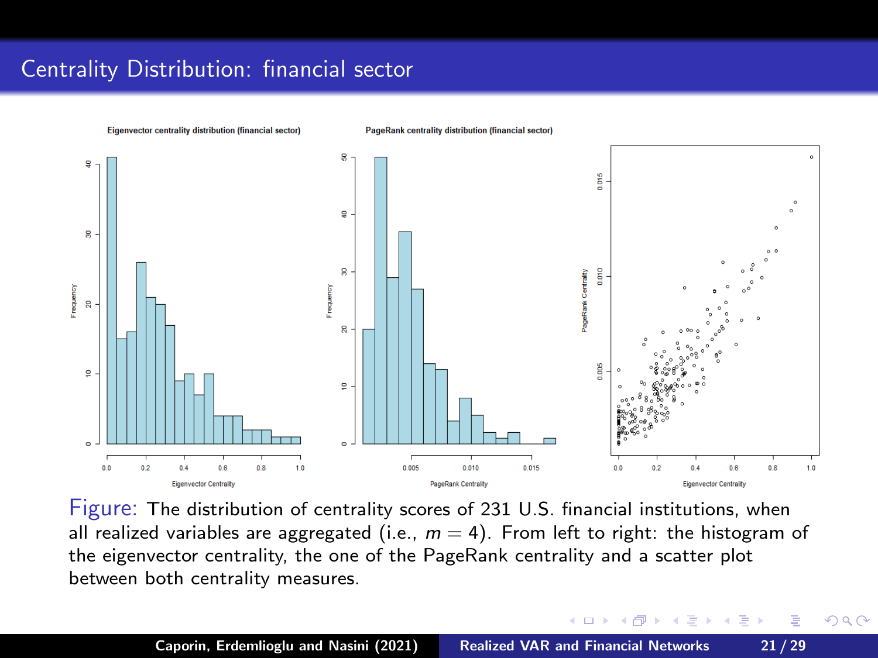## Centrality Distribution: financial sector

Figure: The distribution of centrality scores of 231 U.S. financial institutions, when all realized variables are aggregated (i.e., $m = 4$). From left to right: the histogram of the eigenvector centrality, the one of the PageRank centrality and a scatter plot between both centrality measures.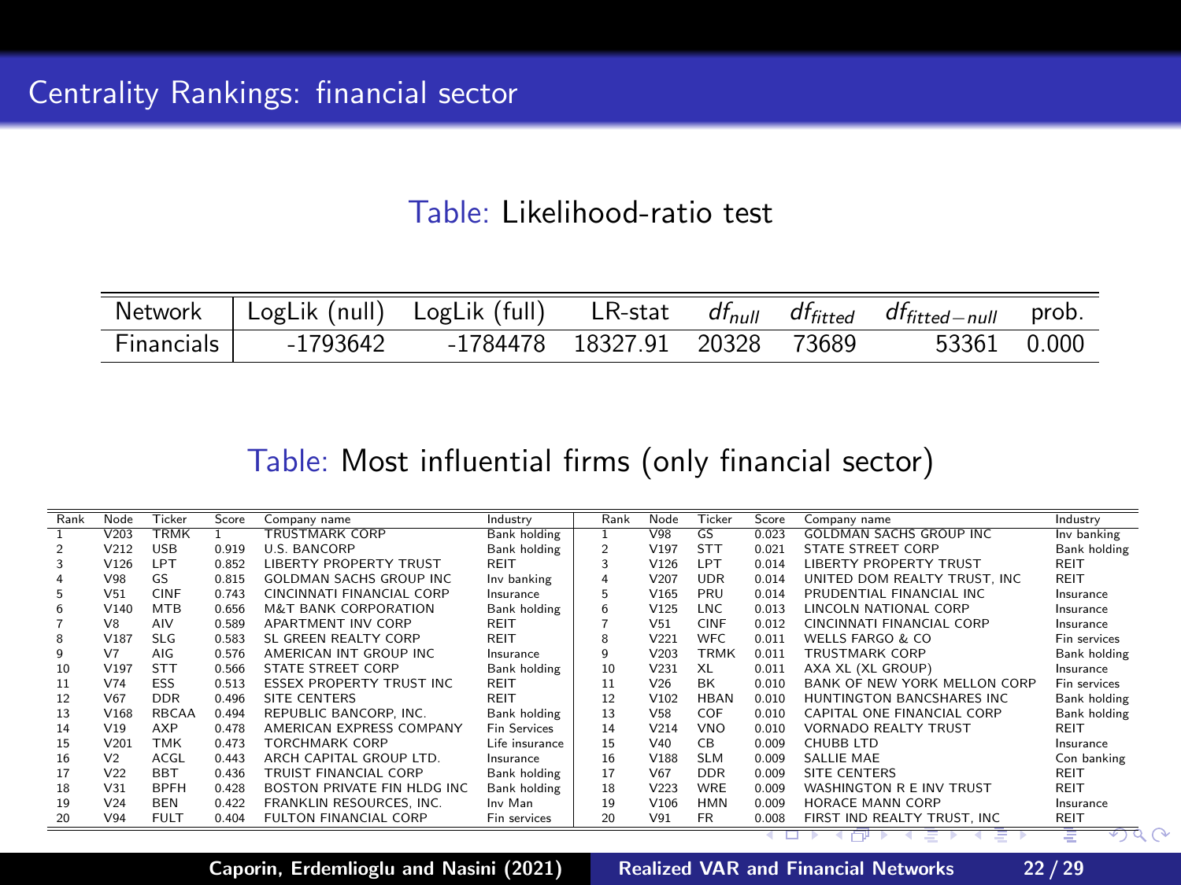# Centrality Rankings: financial sector

Table: Likelihood-ratio test

| Network | LogLik (null) | LogLik (full) | LR-stat | $df_{null}$ | $df_{fitted}$ | $df_{fitted-null}$ | prob. |
|---|---|---|---|---|---|---|---|
| Financials | -1793642 | -1784478 | 18327.91 | 20328 | 73689 | 53361 | 0.000 |

Table: Most influential firms (only financial sector)

| Rank | Node | Ticker | Score | Company name | Industry | Rank | Node | Ticker | Score | Company name | Industry |
|---|---|---|---|---|---|---|---|---|---|---|---|
| 1 | V203 | TRMK | 1 | TRUSTMARK CORP | Bank holding | 1 | V98 | GS | 0.023 | GOLDMAN SACHS GROUP INC | Inv banking |
| 2 | V212 | USB | 0.919 | U.S. BANCORP | Bank holding | 2 | V197 | STT | 0.021 | STATE STREET CORP | Bank holding |
| 3 | V126 | LPT | 0.852 | LIBERTY PROPERTY TRUST | REIT | 3 | V126 | LPT | 0.014 | LIBERTY PROPERTY TRUST | REIT |
| 4 | V98 | GS | 0.815 | GOLDMAN SACHS GROUP INC | Inv banking | 4 | V207 | UDR | 0.014 | UNITED DOM REALTY TRUST, INC | REIT |
| 5 | V51 | CINF | 0.743 | CINCINNATI FINANCIAL CORP | Insurance | 5 | V165 | PRU | 0.014 | PRUDENTIAL FINANCIAL INC | Insurance |
| 6 | V140 | MTB | 0.656 | M&T BANK CORPORATION | Bank holding | 6 | V125 | LNC | 0.013 | LINCOLN NATIONAL CORP | Insurance |
| 7 | V8 | AIV | 0.589 | APARTMENT INV CORP | REIT | 7 | V51 | CINF | 0.012 | CINCINNATI FINANCIAL CORP | Insurance |
| 8 | V187 | SLG | 0.583 | SL GREEN REALTY CORP | REIT | 8 | V221 | WFC | 0.011 | WELLS FARGO & CO | Fin services |
| 9 | V7 | AIG | 0.576 | AMERICAN INT GROUP INC | Insurance | 9 | V203 | TRMK | 0.011 | TRUSTMARK CORP | Bank holding |
| 10 | V197 | STT | 0.566 | STATE STREET CORP | Bank holding | 10 | V231 | XL | 0.011 | AXA XL (XL GROUP) | Insurance |
| 11 | V74 | ESS | 0.513 | ESSEX PROPERTY TRUST INC | REIT | 11 | V26 | BK | 0.010 | BANK OF NEW YORK MELLON CORP | Fin services |
| 12 | V67 | DDR | 0.496 | SITE CENTERS | REIT | 12 | V102 | HBAN | 0.010 | HUNTINGTON BANCSHARES INC | Bank holding |
| 13 | V168 | RBCAA | 0.494 | REPUBLIC BANCORP, INC. | Bank holding | 13 | V58 | COF | 0.010 | CAPITAL ONE FINANCIAL CORP | Bank holding |
| 14 | V19 | AXP | 0.478 | AMERICAN EXPRESS COMPANY | Fin Services | 14 | V214 | VNO | 0.010 | VORNADO REALTY TRUST | REIT |
| 15 | V201 | TMK | 0.473 | TORCHMARK CORP | Life insurance | 15 | V40 | CB | 0.009 | CHUBB LTD | Insurance |
| 16 | V2 | ACGL | 0.443 | ARCH CAPITAL GROUP LTD. | Insurance | 16 | V188 | SLM | 0.009 | SALLIE MAE | Con banking |
| 17 | V22 | BBT | 0.436 | TRUIST FINANCIAL CORP | Bank holding | 17 | V67 | DDR | 0.009 | SITE CENTERS | REIT |
| 18 | V31 | BPFH | 0.428 | BOSTON PRIVATE FIN HLDG INC | Bank holding | 18 | V223 | WRE | 0.009 | WASHINGTON R E INV TRUST | REIT |
| 19 | V24 | BEN | 0.422 | FRANKLIN RESOURCES, INC. | Inv Man | 19 | V106 | HMN | 0.009 | HORACE MANN CORP | Insurance |
| 20 | V94 | FULT | 0.404 | FULTON FINANCIAL CORP | Fin services | 20 | V91 | FR | 0.008 | FIRST IND REALTY TRUST, INC | REIT |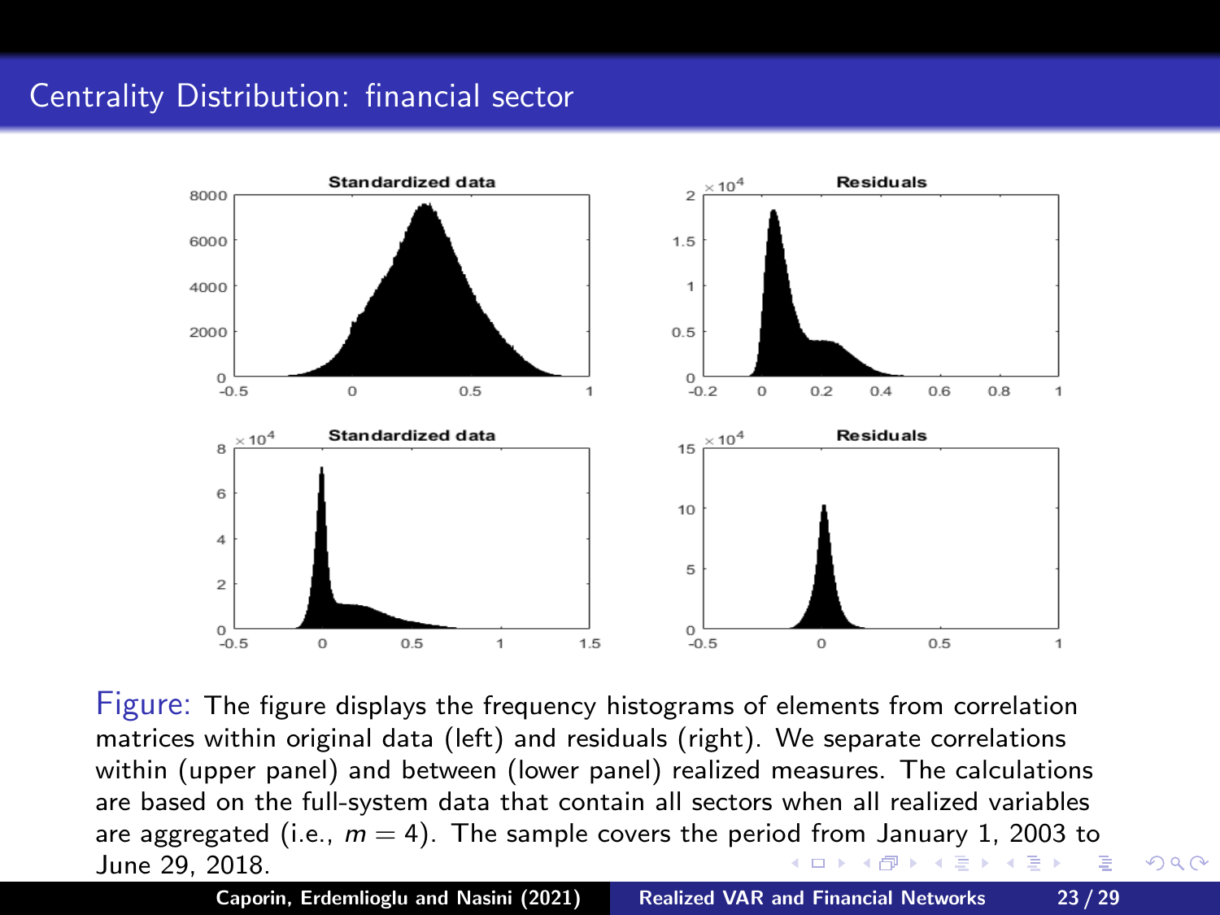# Centrality Distribution: financial sector

Figure: The figure displays the frequency histograms of elements from correlation matrices within original data (left) and residuals (right). We separate correlations within (upper panel) and between (lower panel) realized measures. The calculations are based on the full-system data that contain all sectors when all realized variables are aggregated (i.e., $m = 4$). The sample covers the period from January 1, 2003 to June 29, 2018.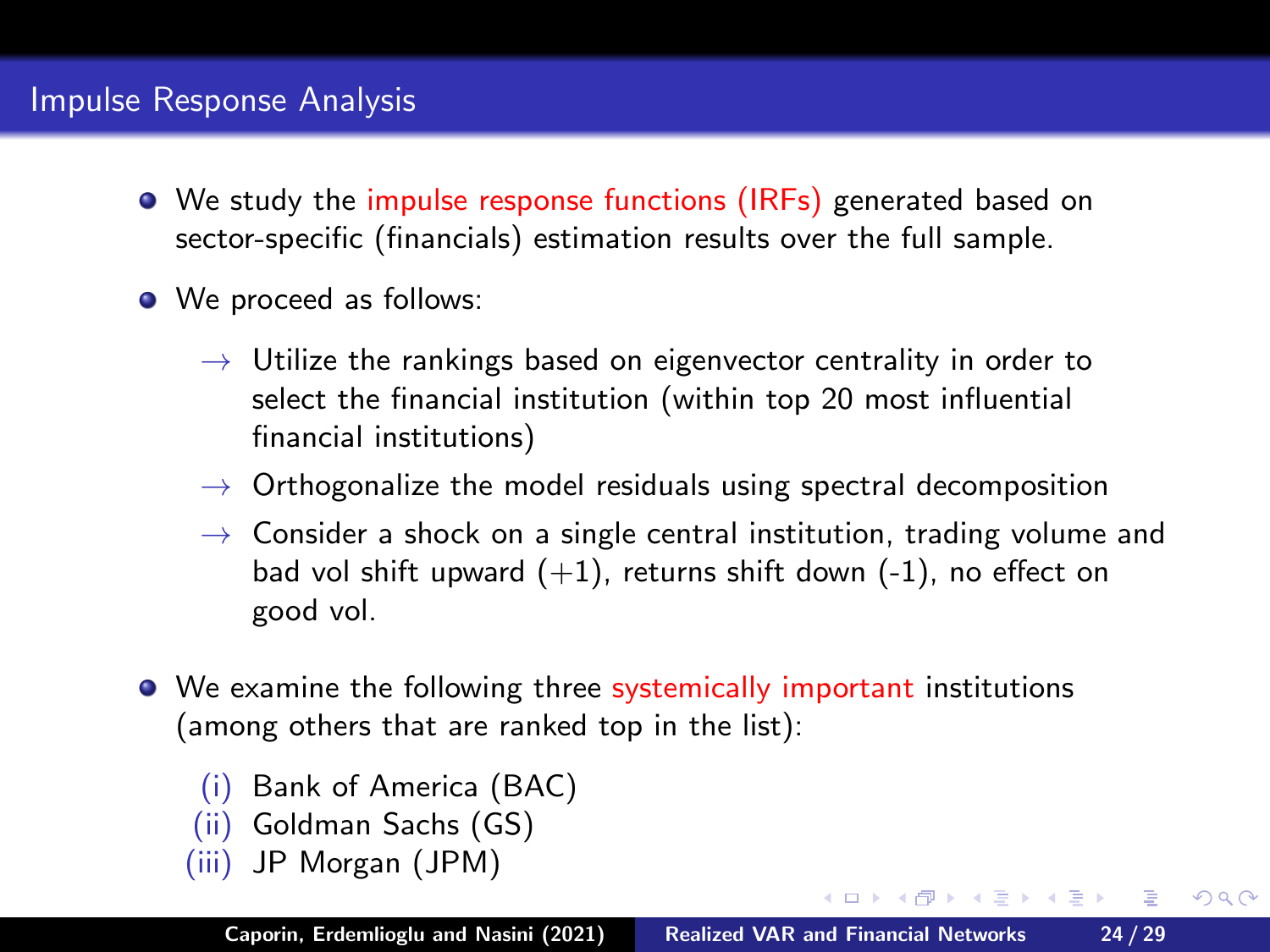# Impulse Response Analysis

- We study the impulse response functions (IRFs) generated based on sector-specific (financials) estimation results over the full sample.
- We proceed as follows:
  - → Utilize the rankings based on eigenvector centrality in order to select the financial institution (within top 20 most influential financial institutions)
  - → Orthogonalize the model residuals using spectral decomposition
  - → Consider a shock on a single central institution, trading volume and bad vol shift upward (+1), returns shift down (-1), no effect on good vol.
- We examine the following three systemically important institutions (among others that are ranked top in the list):
  - (i) Bank of America (BAC)
  - (ii) Goldman Sachs (GS)
  - (iii) JP Morgan (JPM)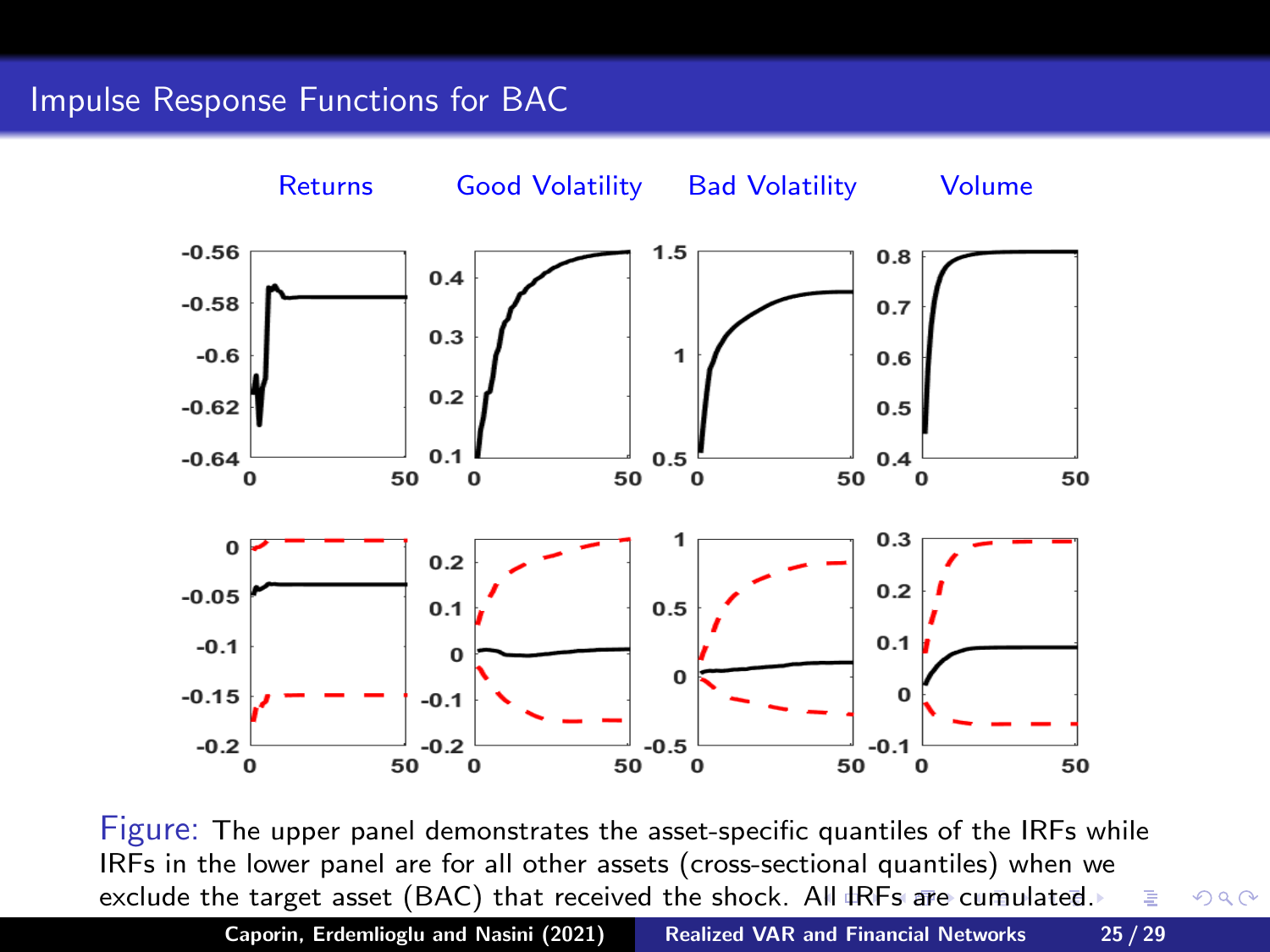## Impulse Response Functions for BAC

Returns Good Volatility Bad Volatility Volume

Figure: The upper panel demonstrates the asset-specific quantiles of the IRFs while IRFs in the lower panel are for all other assets (cross-sectional quantiles) when we exclude the target asset (BAC) that received the shock. All IRFs are cumulated.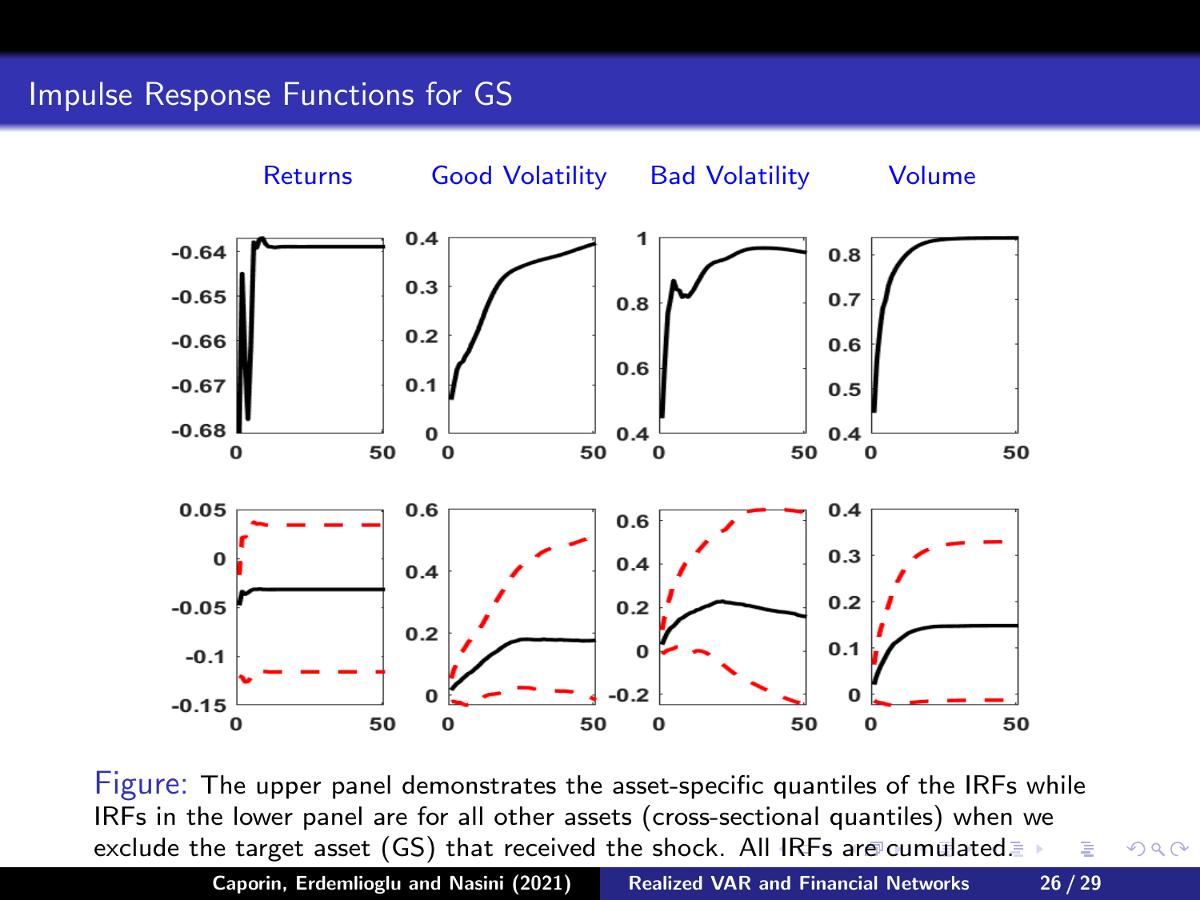## Impulse Response Functions for GS

Returns | Good Volatility | Bad Volatility | Volume

Figure: The upper panel demonstrates the asset-specific quantiles of the IRFs while IRFs in the lower panel are for all other assets (cross-sectional quantiles) when we exclude the target asset (GS) that received the shock. All IRFs are cumulated.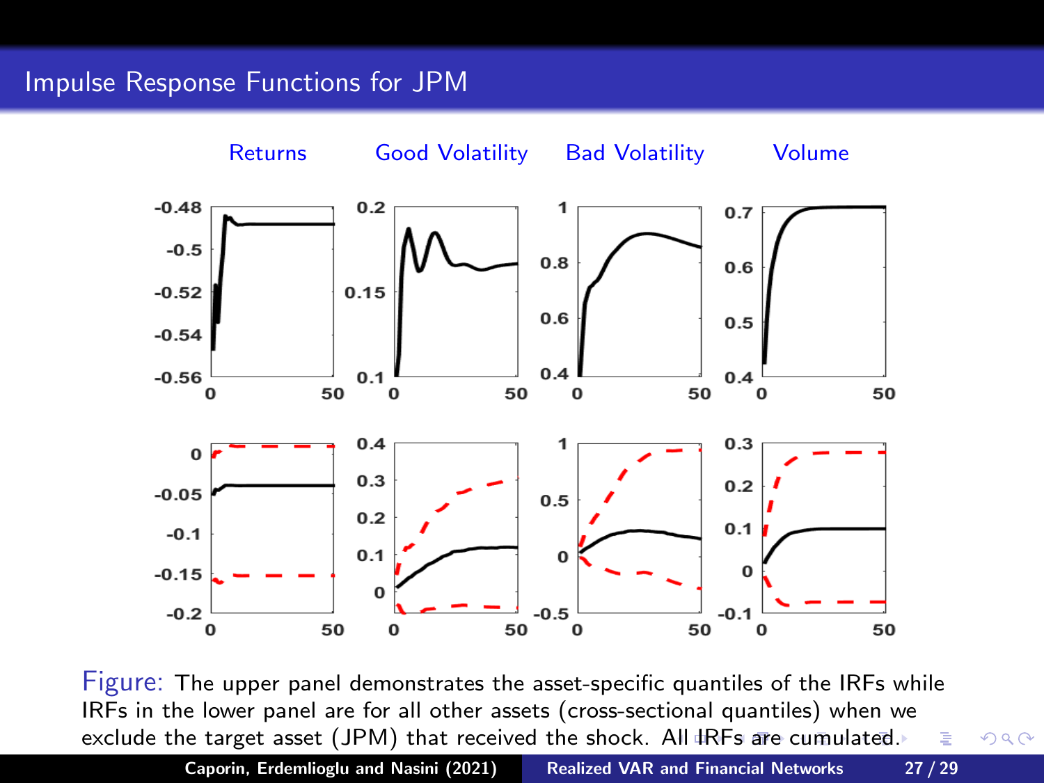# Impulse Response Functions for JPM

Returns | Good Volatility | Bad Volatility | Volume

Figure: The upper panel demonstrates the asset-specific quantiles of the IRFs while IRFs in the lower panel are for all other assets (cross-sectional quantiles) when we exclude the target asset (JPM) that received the shock. All IRFs are cumulated.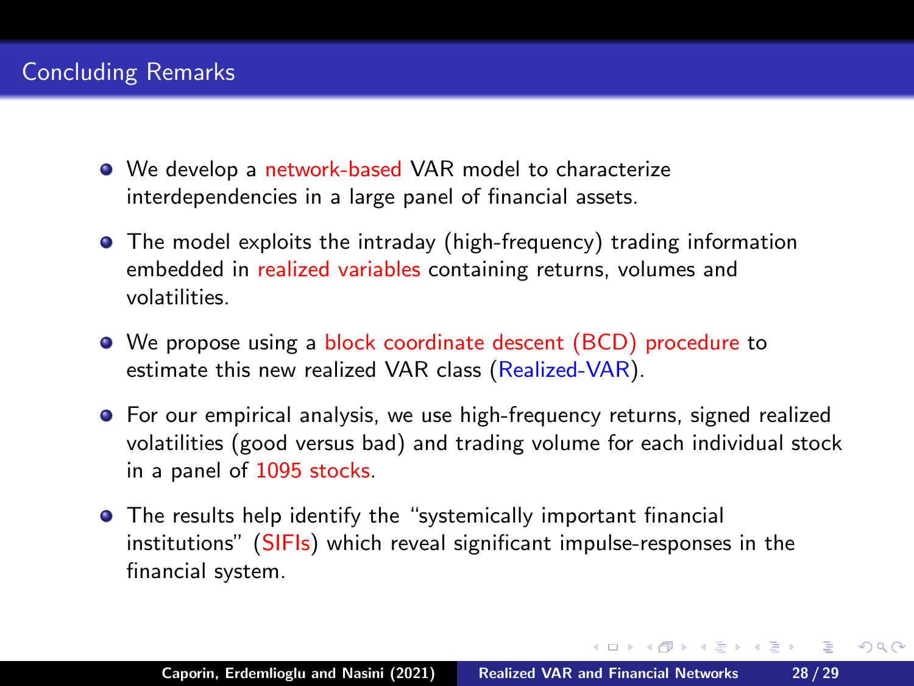# Concluding Remarks

- We develop a network-based VAR model to characterize interdependencies in a large panel of financial assets.
- The model exploits the intraday (high-frequency) trading information embedded in realized variables containing returns, volumes and volatilities.
- We propose using a block coordinate descent (BCD) procedure to estimate this new realized VAR class (Realized-VAR).
- For our empirical analysis, we use high-frequency returns, signed realized volatilities (good versus bad) and trading volume for each individual stock in a panel of 1095 stocks.
- The results help identify the "systemically important financial institutions" (SIFIs) which reveal significant impulse-responses in the financial system.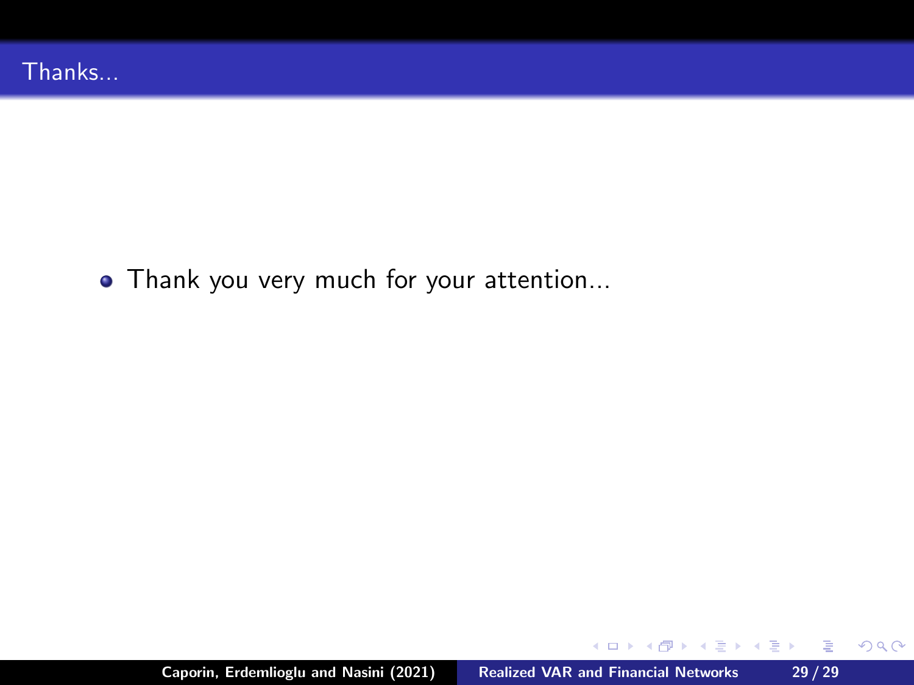## Thanks...

- Thank you very much for your attention...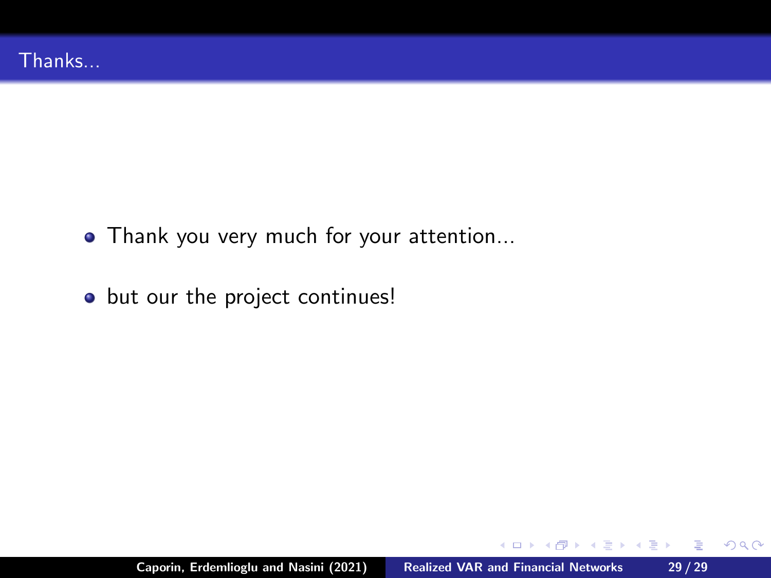## Thanks...

- Thank you very much for your attention...
- but our the project continues!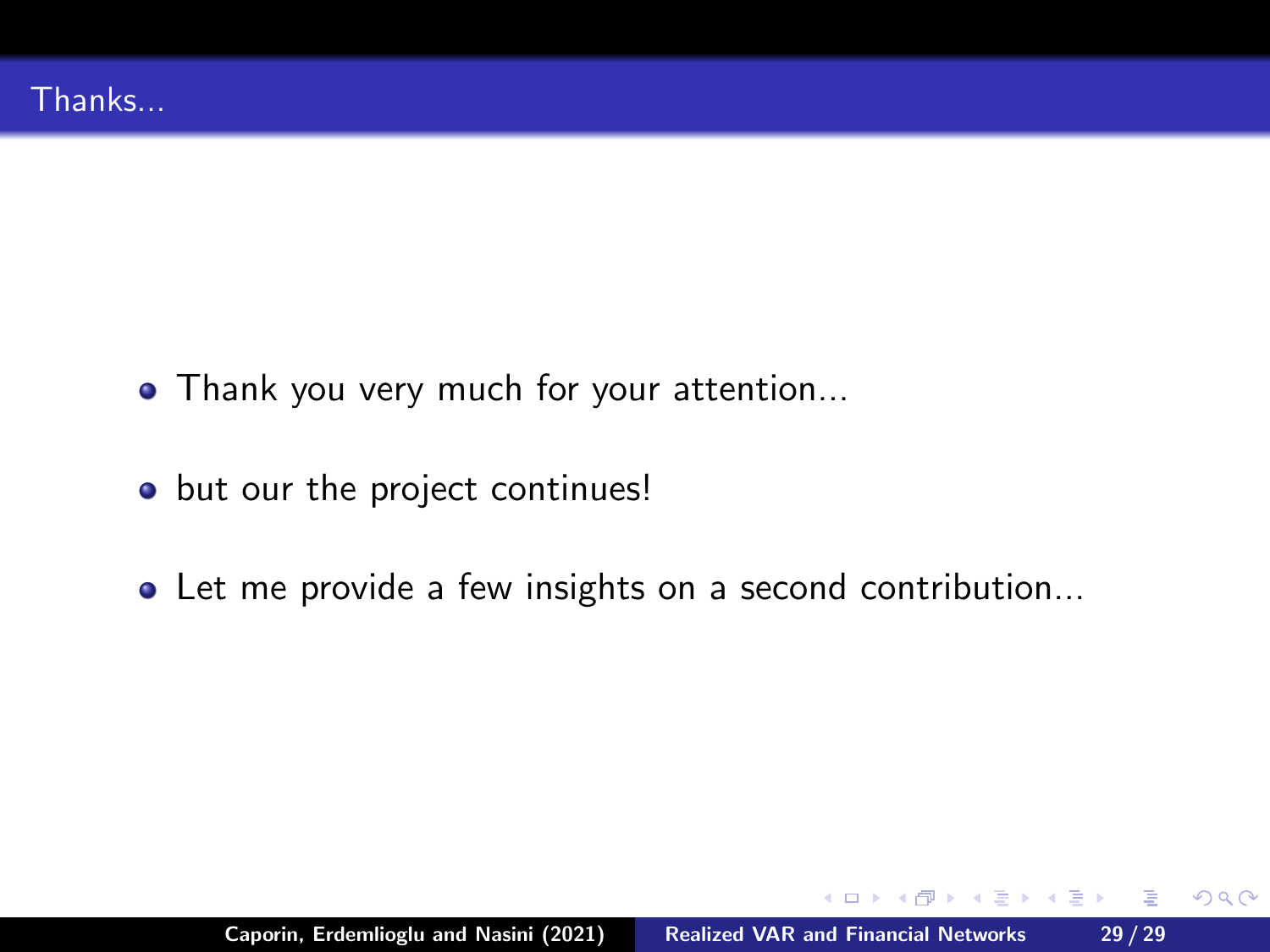## Thanks...

- Thank you very much for your attention...
- but our the project continues!
- Let me provide a few insights on a second contribution...